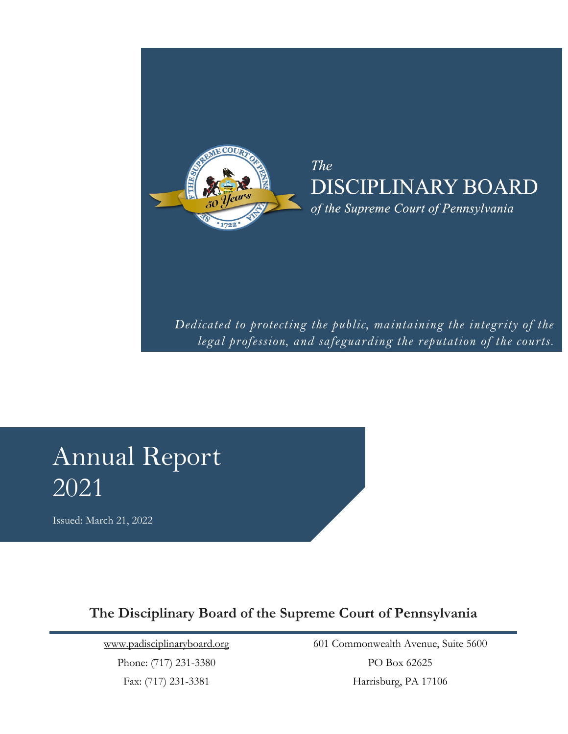*The*
# DISCIPLINARY BOARD
*of the Supreme Court of Pennsylvania*

*Dedicated to protecting the public, maintaining the integrity of the legal profession, and safeguarding the reputation of the courts.*

# Annual Report 2021

Issued: March 21, 2022

**The Disciplinary Board of the Supreme Court of Pennsylvania**

www.padisciplinaryboard.org
Phone: (717) 231-3380
Fax: (717) 231-3381

601 Commonwealth Avenue, Suite 5600
PO Box 62625
Harrisburg, PA 17106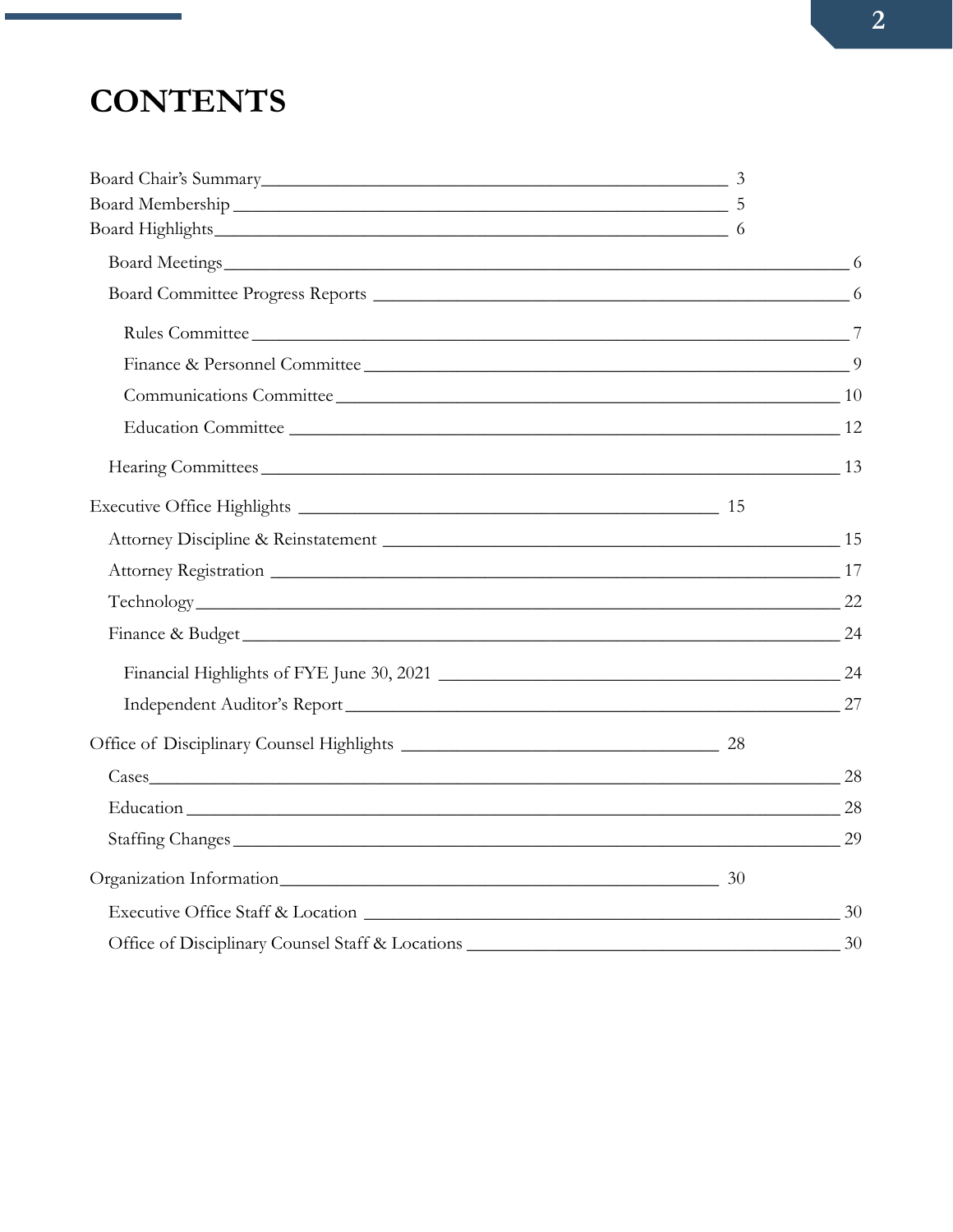# CONTENTS

- Board Chair's Summary — 3
- Board Membership — 5
- Board Highlights — 6
  - Board Meetings — 6
  - Board Committee Progress Reports — 6
    - Rules Committee — 7
    - Finance & Personnel Committee — 9
    - Communications Committee — 10
    - Education Committee — 12
  - Hearing Committees — 13
- Executive Office Highlights — 15
  - Attorney Discipline & Reinstatement — 15
  - Attorney Registration — 17
  - Technology — 22
  - Finance & Budget — 24
    - Financial Highlights of FYE June 30, 2021 — 24
    - Independent Auditor's Report — 27
- Office of Disciplinary Counsel Highlights — 28
  - Cases — 28
  - Education — 28
  - Staffing Changes — 29
- Organization Information — 30
  - Executive Office Staff & Location — 30
  - Office of Disciplinary Counsel Staff & Locations — 30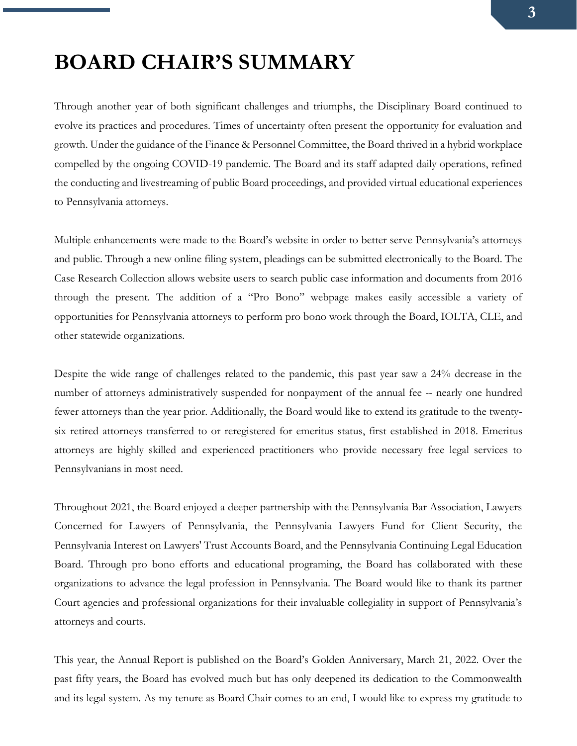# BOARD CHAIR'S SUMMARY

Through another year of both significant challenges and triumphs, the Disciplinary Board continued to evolve its practices and procedures. Times of uncertainty often present the opportunity for evaluation and growth. Under the guidance of the Finance & Personnel Committee, the Board thrived in a hybrid workplace compelled by the ongoing COVID-19 pandemic. The Board and its staff adapted daily operations, refined the conducting and livestreaming of public Board proceedings, and provided virtual educational experiences to Pennsylvania attorneys.

Multiple enhancements were made to the Board's website in order to better serve Pennsylvania's attorneys and public. Through a new online filing system, pleadings can be submitted electronically to the Board. The Case Research Collection allows website users to search public case information and documents from 2016 through the present. The addition of a "Pro Bono" webpage makes easily accessible a variety of opportunities for Pennsylvania attorneys to perform pro bono work through the Board, IOLTA, CLE, and other statewide organizations.

Despite the wide range of challenges related to the pandemic, this past year saw a 24% decrease in the number of attorneys administratively suspended for nonpayment of the annual fee -- nearly one hundred fewer attorneys than the year prior. Additionally, the Board would like to extend its gratitude to the twenty-six retired attorneys transferred to or reregistered for emeritus status, first established in 2018. Emeritus attorneys are highly skilled and experienced practitioners who provide necessary free legal services to Pennsylvanians in most need.

Throughout 2021, the Board enjoyed a deeper partnership with the Pennsylvania Bar Association, Lawyers Concerned for Lawyers of Pennsylvania, the Pennsylvania Lawyers Fund for Client Security, the Pennsylvania Interest on Lawyers' Trust Accounts Board, and the Pennsylvania Continuing Legal Education Board. Through pro bono efforts and educational programing, the Board has collaborated with these organizations to advance the legal profession in Pennsylvania. The Board would like to thank its partner Court agencies and professional organizations for their invaluable collegiality in support of Pennsylvania's attorneys and courts.

This year, the Annual Report is published on the Board's Golden Anniversary, March 21, 2022. Over the past fifty years, the Board has evolved much but has only deepened its dedication to the Commonwealth and its legal system. As my tenure as Board Chair comes to an end, I would like to express my gratitude to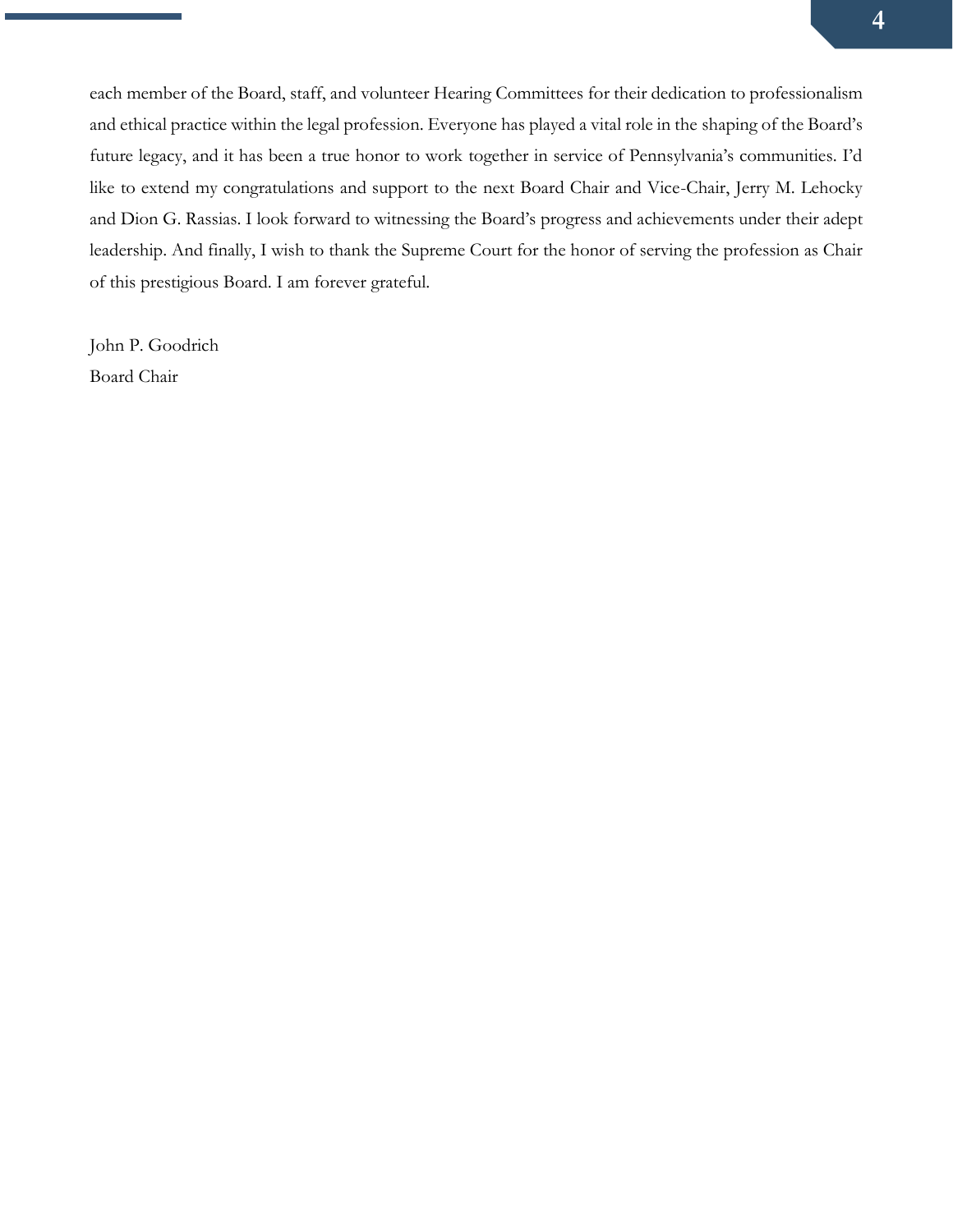each member of the Board, staff, and volunteer Hearing Committees for their dedication to professionalism and ethical practice within the legal profession. Everyone has played a vital role in the shaping of the Board's future legacy, and it has been a true honor to work together in service of Pennsylvania's communities. I'd like to extend my congratulations and support to the next Board Chair and Vice-Chair, Jerry M. Lehocky and Dion G. Rassias. I look forward to witnessing the Board's progress and achievements under their adept leadership. And finally, I wish to thank the Supreme Court for the honor of serving the profession as Chair of this prestigious Board. I am forever grateful.

John P. Goodrich
Board Chair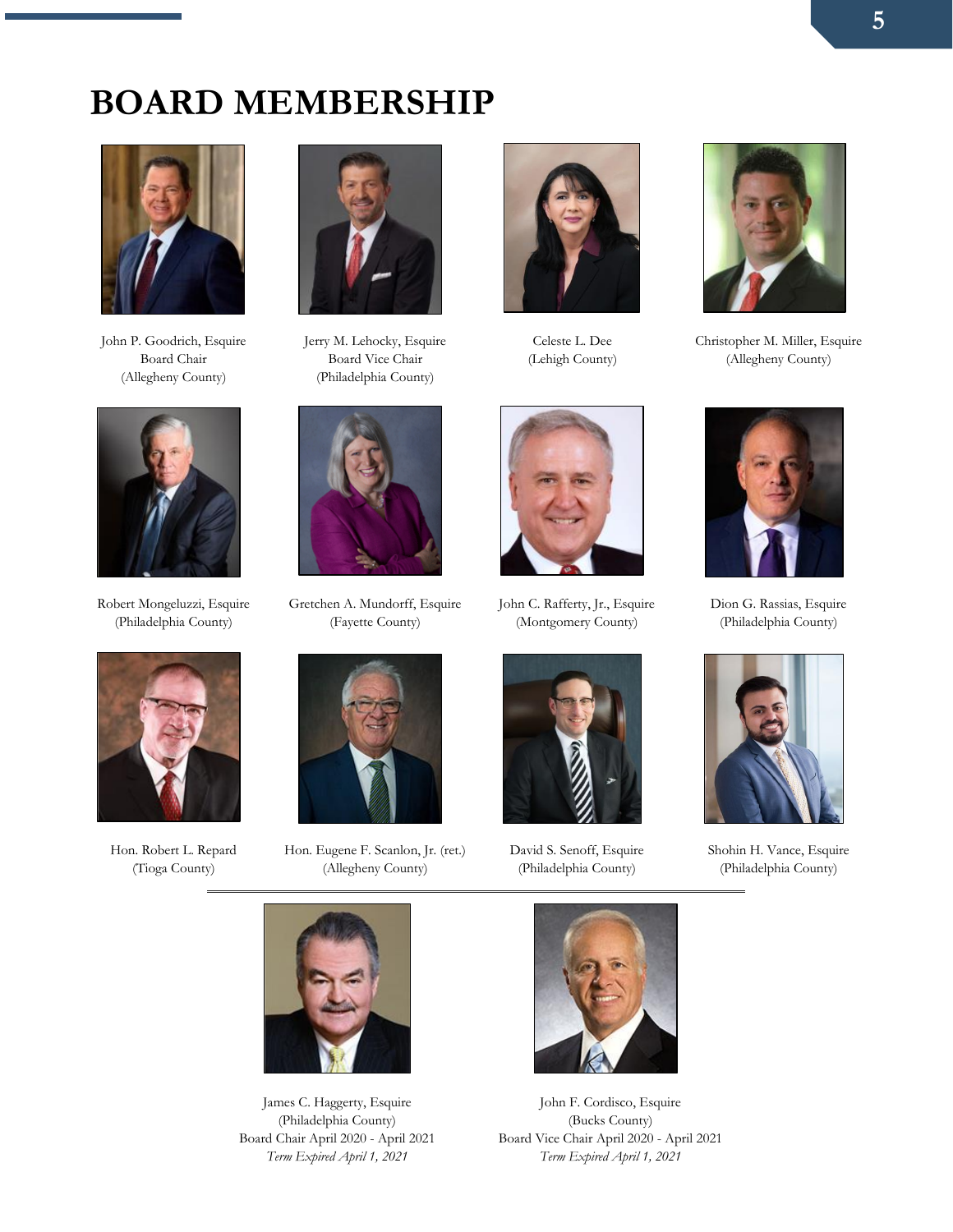# BOARD MEMBERSHIP

John P. Goodrich, Esquire
Board Chair
(Allegheny County)

Jerry M. Lehocky, Esquire
Board Vice Chair
(Philadelphia County)

Celeste L. Dee
(Lehigh County)

Christopher M. Miller, Esquire
(Allegheny County)

Robert Mongeluzzi, Esquire
(Philadelphia County)

Gretchen A. Mundorff, Esquire
(Fayette County)

John C. Rafferty, Jr., Esquire
(Montgomery County)

Dion G. Rassias, Esquire
(Philadelphia County)

Hon. Robert L. Repard
(Tioga County)

Hon. Eugene F. Scanlon, Jr. (ret.)
(Allegheny County)

David S. Senoff, Esquire
(Philadelphia County)

Shohin H. Vance, Esquire
(Philadelphia County)

---

James C. Haggerty, Esquire
(Philadelphia County)
Board Chair April 2020 - April 2021
*Term Expired April 1, 2021*

John F. Cordisco, Esquire
(Bucks County)
Board Vice Chair April 2020 - April 2021
*Term Expired April 1, 2021*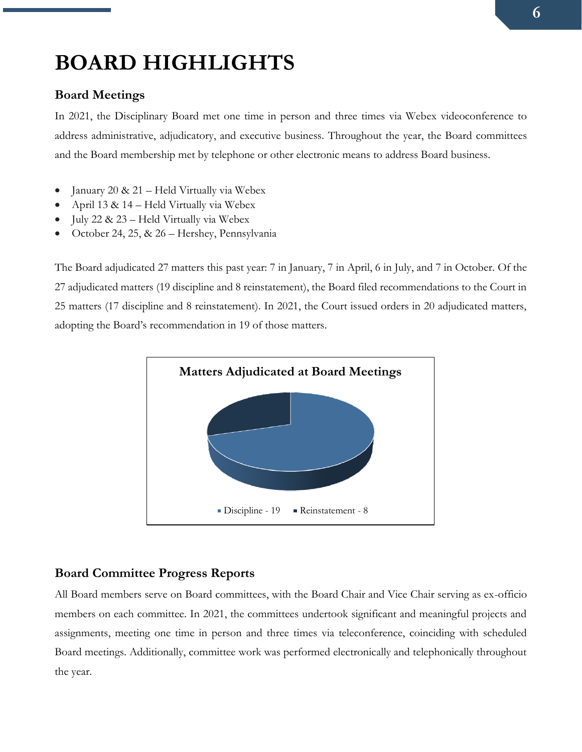# BOARD HIGHLIGHTS

## Board Meetings

In 2021, the Disciplinary Board met one time in person and three times via Webex videoconference to address administrative, adjudicatory, and executive business. Throughout the year, the Board committees and the Board membership met by telephone or other electronic means to address Board business.

- January 20 & 21 – Held Virtually via Webex
- April 13 & 14 – Held Virtually via Webex
- July 22 & 23 – Held Virtually via Webex
- October 24, 25, & 26 – Hershey, Pennsylvania

The Board adjudicated 27 matters this past year: 7 in January, 7 in April, 6 in July, and 7 in October. Of the 27 adjudicated matters (19 discipline and 8 reinstatement), the Board filed recommendations to the Court in 25 matters (17 discipline and 8 reinstatement). In 2021, the Court issued orders in 20 adjudicated matters, adopting the Board's recommendation in 19 of those matters.

**Matters Adjudicated at Board Meetings**

Discipline - 19 | Reinstatement - 8

## Board Committee Progress Reports

All Board members serve on Board committees, with the Board Chair and Vice Chair serving as ex-officio members on each committee. In 2021, the committees undertook significant and meaningful projects and assignments, meeting one time in person and three times via teleconference, coinciding with scheduled Board meetings. Additionally, committee work was performed electronically and telephonically throughout the year.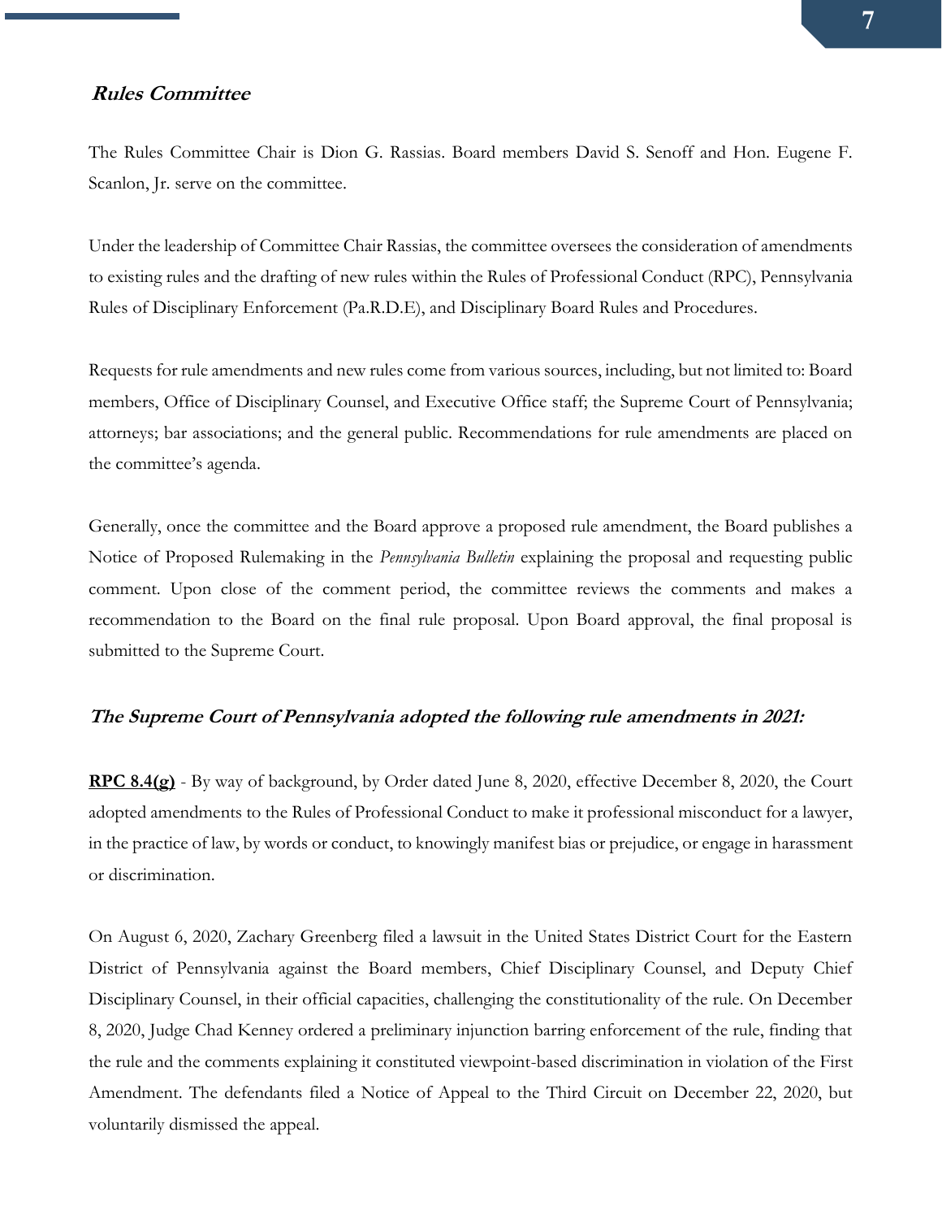### ***Rules Committee***

The Rules Committee Chair is Dion G. Rassias. Board members David S. Senoff and Hon. Eugene F. Scanlon, Jr. serve on the committee.

Under the leadership of Committee Chair Rassias, the committee oversees the consideration of amendments to existing rules and the drafting of new rules within the Rules of Professional Conduct (RPC), Pennsylvania Rules of Disciplinary Enforcement (Pa.R.D.E), and Disciplinary Board Rules and Procedures.

Requests for rule amendments and new rules come from various sources, including, but not limited to: Board members, Office of Disciplinary Counsel, and Executive Office staff; the Supreme Court of Pennsylvania; attorneys; bar associations; and the general public. Recommendations for rule amendments are placed on the committee's agenda.

Generally, once the committee and the Board approve a proposed rule amendment, the Board publishes a Notice of Proposed Rulemaking in the *Pennsylvania Bulletin* explaining the proposal and requesting public comment. Upon close of the comment period, the committee reviews the comments and makes a recommendation to the Board on the final rule proposal. Upon Board approval, the final proposal is submitted to the Supreme Court.

### ***The Supreme Court of Pennsylvania adopted the following rule amendments in 2021:***

**RPC 8.4(g)** - By way of background, by Order dated June 8, 2020, effective December 8, 2020, the Court adopted amendments to the Rules of Professional Conduct to make it professional misconduct for a lawyer, in the practice of law, by words or conduct, to knowingly manifest bias or prejudice, or engage in harassment or discrimination.

On August 6, 2020, Zachary Greenberg filed a lawsuit in the United States District Court for the Eastern District of Pennsylvania against the Board members, Chief Disciplinary Counsel, and Deputy Chief Disciplinary Counsel, in their official capacities, challenging the constitutionality of the rule. On December 8, 2020, Judge Chad Kenney ordered a preliminary injunction barring enforcement of the rule, finding that the rule and the comments explaining it constituted viewpoint-based discrimination in violation of the First Amendment. The defendants filed a Notice of Appeal to the Third Circuit on December 22, 2020, but voluntarily dismissed the appeal.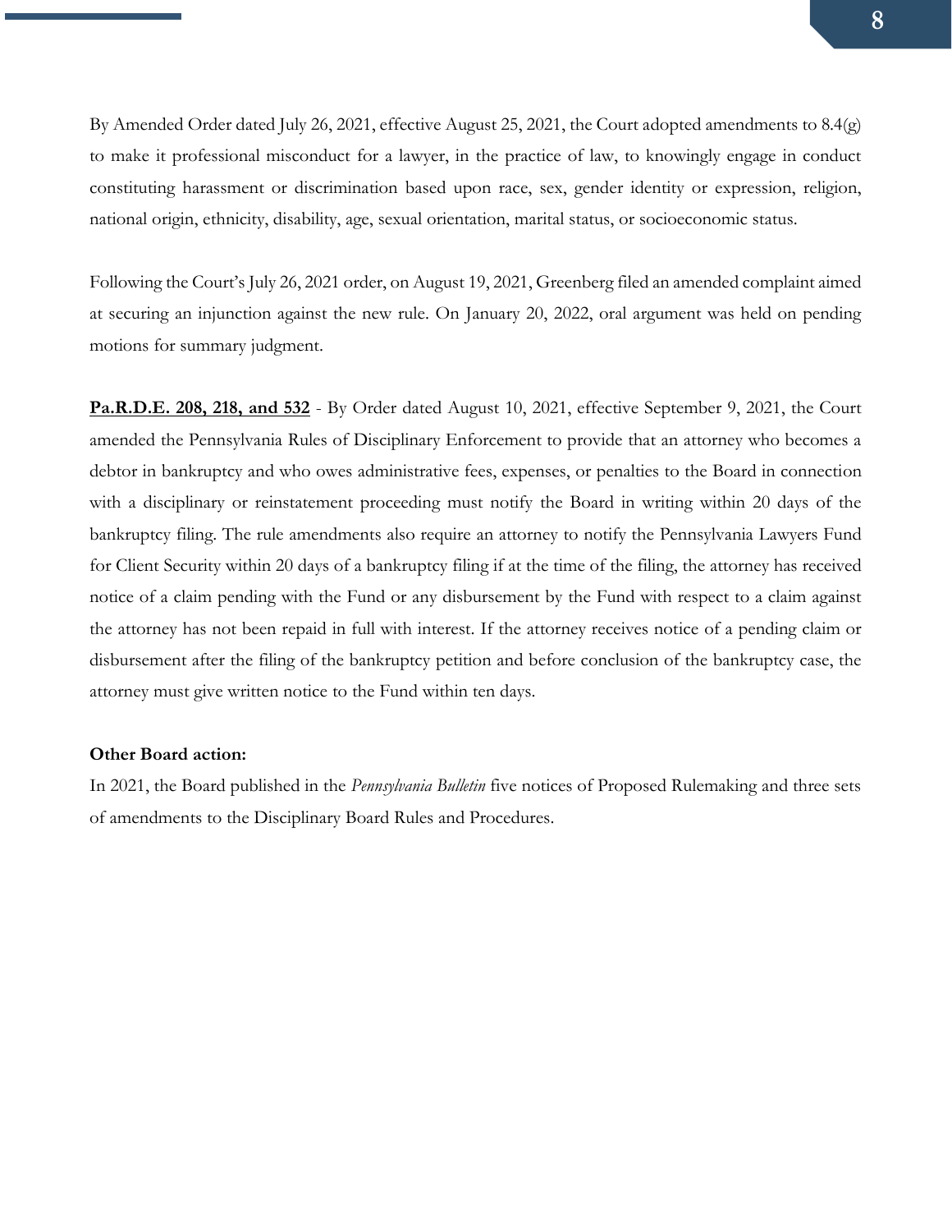By Amended Order dated July 26, 2021, effective August 25, 2021, the Court adopted amendments to 8.4(g) to make it professional misconduct for a lawyer, in the practice of law, to knowingly engage in conduct constituting harassment or discrimination based upon race, sex, gender identity or expression, religion, national origin, ethnicity, disability, age, sexual orientation, marital status, or socioeconomic status.

Following the Court's July 26, 2021 order, on August 19, 2021, Greenberg filed an amended complaint aimed at securing an injunction against the new rule. On January 20, 2022, oral argument was held on pending motions for summary judgment.

**Pa.R.D.E. 208, 218, and 532** - By Order dated August 10, 2021, effective September 9, 2021, the Court amended the Pennsylvania Rules of Disciplinary Enforcement to provide that an attorney who becomes a debtor in bankruptcy and who owes administrative fees, expenses, or penalties to the Board in connection with a disciplinary or reinstatement proceeding must notify the Board in writing within 20 days of the bankruptcy filing. The rule amendments also require an attorney to notify the Pennsylvania Lawyers Fund for Client Security within 20 days of a bankruptcy filing if at the time of the filing, the attorney has received notice of a claim pending with the Fund or any disbursement by the Fund with respect to a claim against the attorney has not been repaid in full with interest. If the attorney receives notice of a pending claim or disbursement after the filing of the bankruptcy petition and before conclusion of the bankruptcy case, the attorney must give written notice to the Fund within ten days.

**Other Board action:**

In 2021, the Board published in the *Pennsylvania Bulletin* five notices of Proposed Rulemaking and three sets of amendments to the Disciplinary Board Rules and Procedures.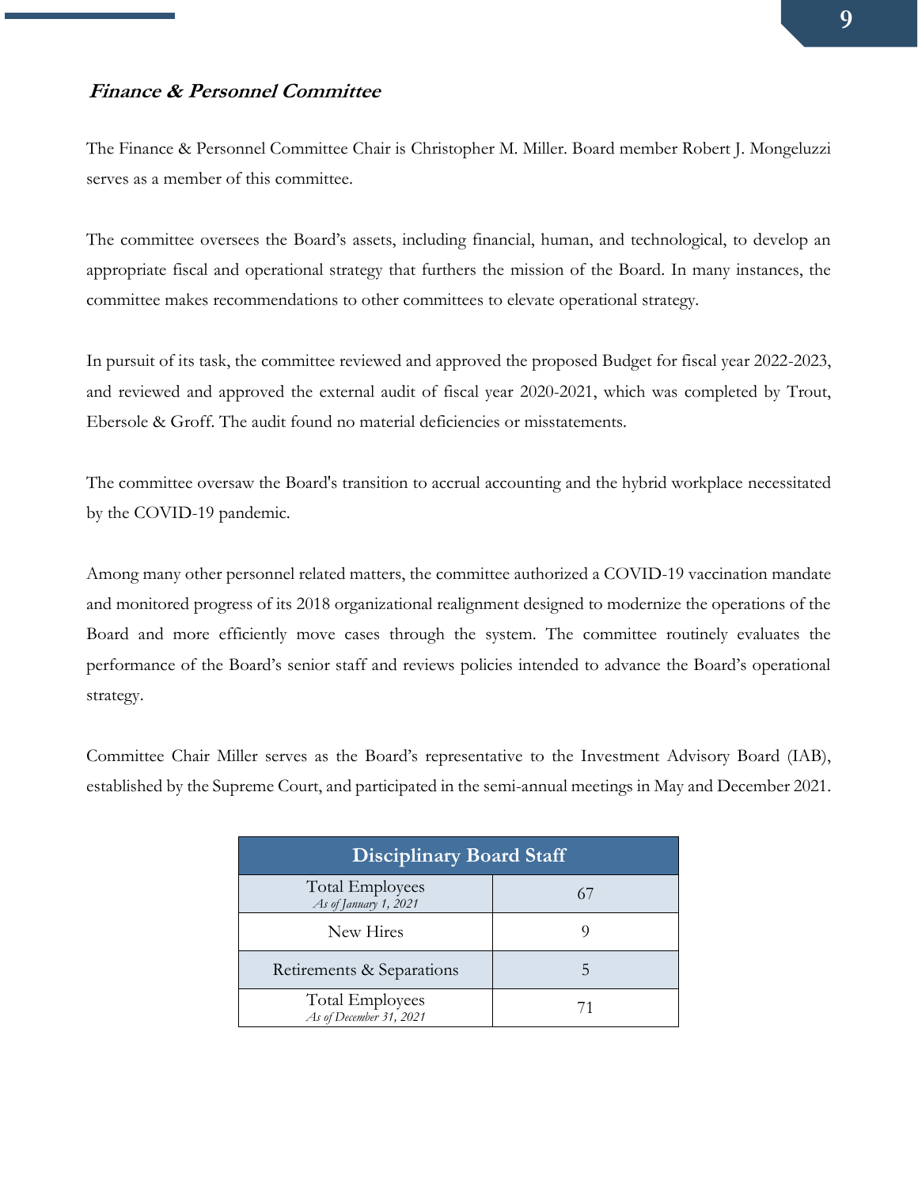### *Finance & Personnel Committee*

The Finance & Personnel Committee Chair is Christopher M. Miller. Board member Robert J. Mongeluzzi serves as a member of this committee.

The committee oversees the Board's assets, including financial, human, and technological, to develop an appropriate fiscal and operational strategy that furthers the mission of the Board. In many instances, the committee makes recommendations to other committees to elevate operational strategy.

In pursuit of its task, the committee reviewed and approved the proposed Budget for fiscal year 2022-2023, and reviewed and approved the external audit of fiscal year 2020-2021, which was completed by Trout, Ebersole & Groff. The audit found no material deficiencies or misstatements.

The committee oversaw the Board's transition to accrual accounting and the hybrid workplace necessitated by the COVID-19 pandemic.

Among many other personnel related matters, the committee authorized a COVID-19 vaccination mandate and monitored progress of its 2018 organizational realignment designed to modernize the operations of the Board and more efficiently move cases through the system. The committee routinely evaluates the performance of the Board's senior staff and reviews policies intended to advance the Board's operational strategy.

Committee Chair Miller serves as the Board's representative to the Investment Advisory Board (IAB), established by the Supreme Court, and participated in the semi-annual meetings in May and December 2021.

| Disciplinary Board Staff | |
|---|---|
| Total Employees *As of January 1, 2021* | 67 |
| New Hires | 9 |
| Retirements & Separations | 5 |
| Total Employees *As of December 31, 2021* | 71 |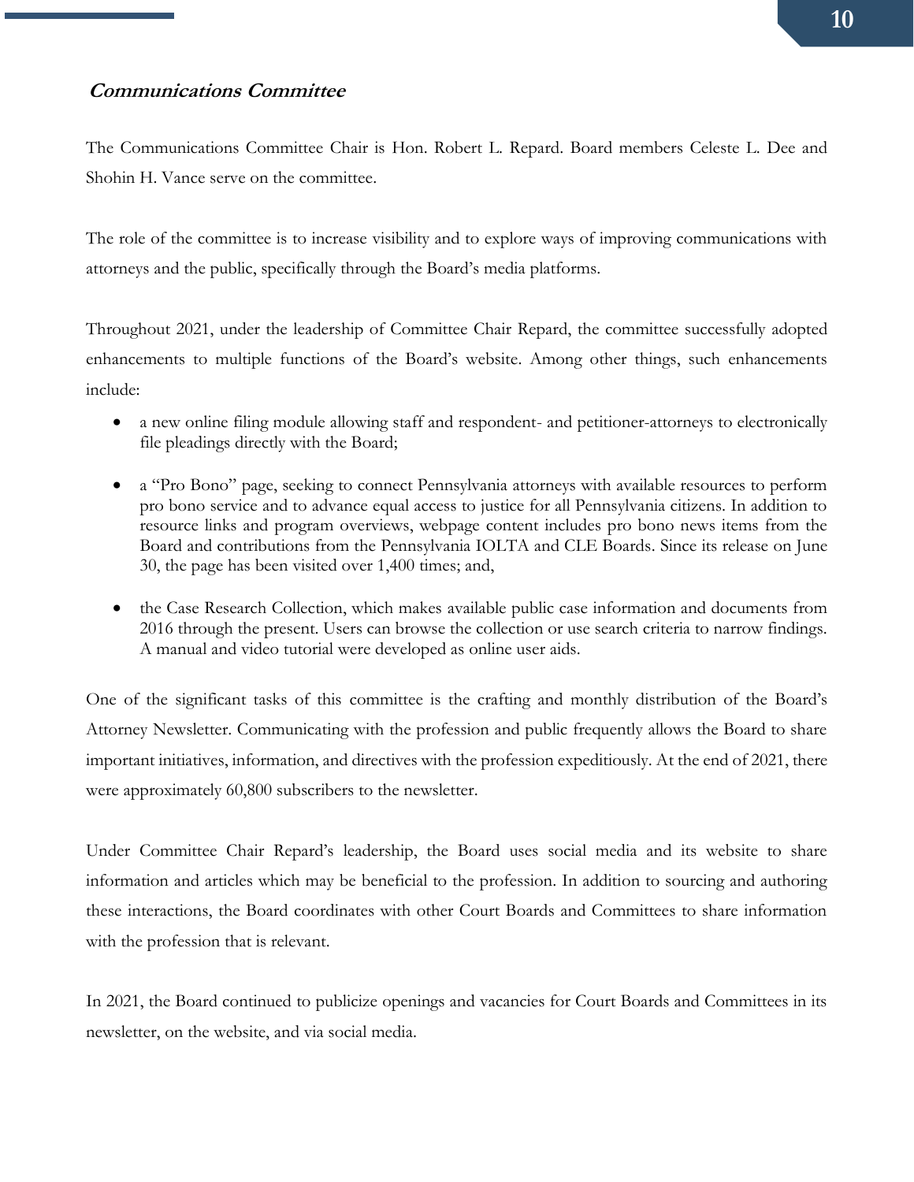### ***Communications Committee***

The Communications Committee Chair is Hon. Robert L. Repard. Board members Celeste L. Dee and Shohin H. Vance serve on the committee.

The role of the committee is to increase visibility and to explore ways of improving communications with attorneys and the public, specifically through the Board's media platforms.

Throughout 2021, under the leadership of Committee Chair Repard, the committee successfully adopted enhancements to multiple functions of the Board's website. Among other things, such enhancements include:

- a new online filing module allowing staff and respondent- and petitioner-attorneys to electronically file pleadings directly with the Board;
- a "Pro Bono" page, seeking to connect Pennsylvania attorneys with available resources to perform pro bono service and to advance equal access to justice for all Pennsylvania citizens. In addition to resource links and program overviews, webpage content includes pro bono news items from the Board and contributions from the Pennsylvania IOLTA and CLE Boards. Since its release on June 30, the page has been visited over 1,400 times; and,
- the Case Research Collection, which makes available public case information and documents from 2016 through the present. Users can browse the collection or use search criteria to narrow findings. A manual and video tutorial were developed as online user aids.

One of the significant tasks of this committee is the crafting and monthly distribution of the Board's Attorney Newsletter. Communicating with the profession and public frequently allows the Board to share important initiatives, information, and directives with the profession expeditiously. At the end of 2021, there were approximately 60,800 subscribers to the newsletter.

Under Committee Chair Repard's leadership, the Board uses social media and its website to share information and articles which may be beneficial to the profession. In addition to sourcing and authoring these interactions, the Board coordinates with other Court Boards and Committees to share information with the profession that is relevant.

In 2021, the Board continued to publicize openings and vacancies for Court Boards and Committees in its newsletter, on the website, and via social media.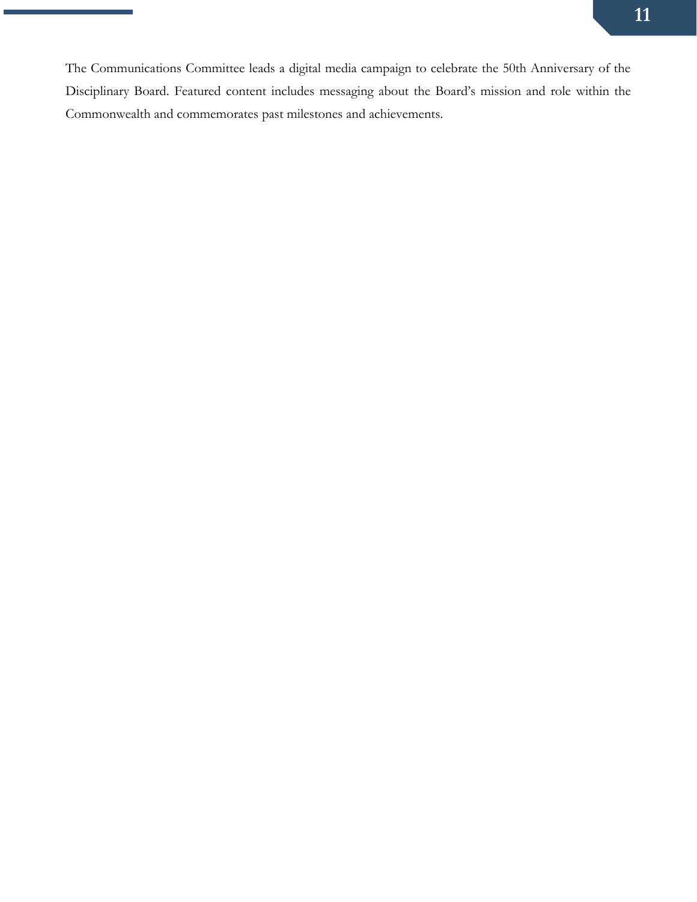The Communications Committee leads a digital media campaign to celebrate the 50th Anniversary of the Disciplinary Board. Featured content includes messaging about the Board's mission and role within the Commonwealth and commemorates past milestones and achievements.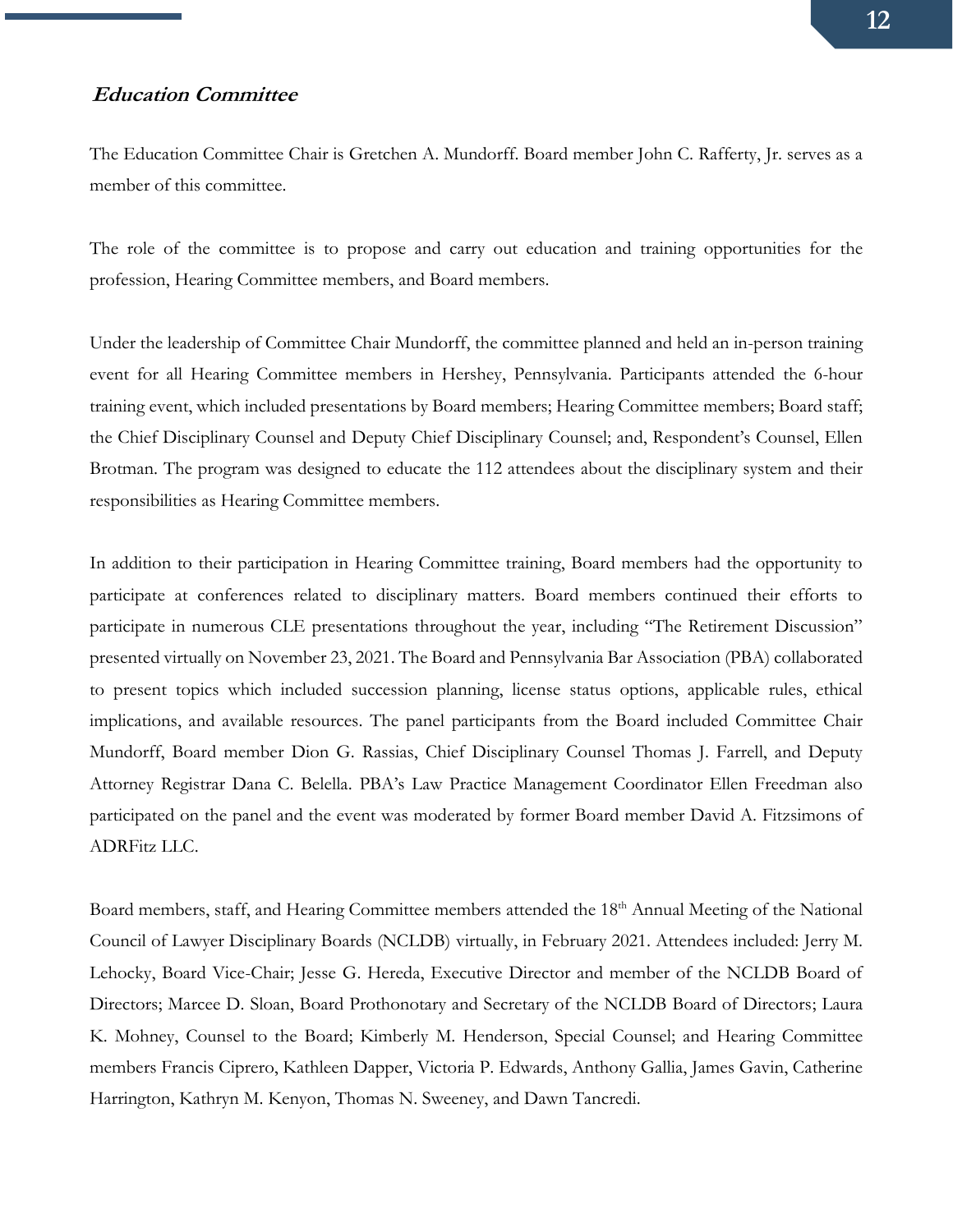### *Education Committee*

The Education Committee Chair is Gretchen A. Mundorff. Board member John C. Rafferty, Jr. serves as a member of this committee.

The role of the committee is to propose and carry out education and training opportunities for the profession, Hearing Committee members, and Board members.

Under the leadership of Committee Chair Mundorff, the committee planned and held an in-person training event for all Hearing Committee members in Hershey, Pennsylvania. Participants attended the 6-hour training event, which included presentations by Board members; Hearing Committee members; Board staff; the Chief Disciplinary Counsel and Deputy Chief Disciplinary Counsel; and, Respondent's Counsel, Ellen Brotman. The program was designed to educate the 112 attendees about the disciplinary system and their responsibilities as Hearing Committee members.

In addition to their participation in Hearing Committee training, Board members had the opportunity to participate at conferences related to disciplinary matters. Board members continued their efforts to participate in numerous CLE presentations throughout the year, including "The Retirement Discussion" presented virtually on November 23, 2021. The Board and Pennsylvania Bar Association (PBA) collaborated to present topics which included succession planning, license status options, applicable rules, ethical implications, and available resources. The panel participants from the Board included Committee Chair Mundorff, Board member Dion G. Rassias, Chief Disciplinary Counsel Thomas J. Farrell, and Deputy Attorney Registrar Dana C. Belella. PBA's Law Practice Management Coordinator Ellen Freedman also participated on the panel and the event was moderated by former Board member David A. Fitzsimons of ADRFitz LLC.

Board members, staff, and Hearing Committee members attended the 18th Annual Meeting of the National Council of Lawyer Disciplinary Boards (NCLDB) virtually, in February 2021. Attendees included: Jerry M. Lehocky, Board Vice-Chair; Jesse G. Hereda, Executive Director and member of the NCLDB Board of Directors; Marcee D. Sloan, Board Prothonotary and Secretary of the NCLDB Board of Directors; Laura K. Mohney, Counsel to the Board; Kimberly M. Henderson, Special Counsel; and Hearing Committee members Francis Ciprero, Kathleen Dapper, Victoria P. Edwards, Anthony Gallia, James Gavin, Catherine Harrington, Kathryn M. Kenyon, Thomas N. Sweeney, and Dawn Tancredi.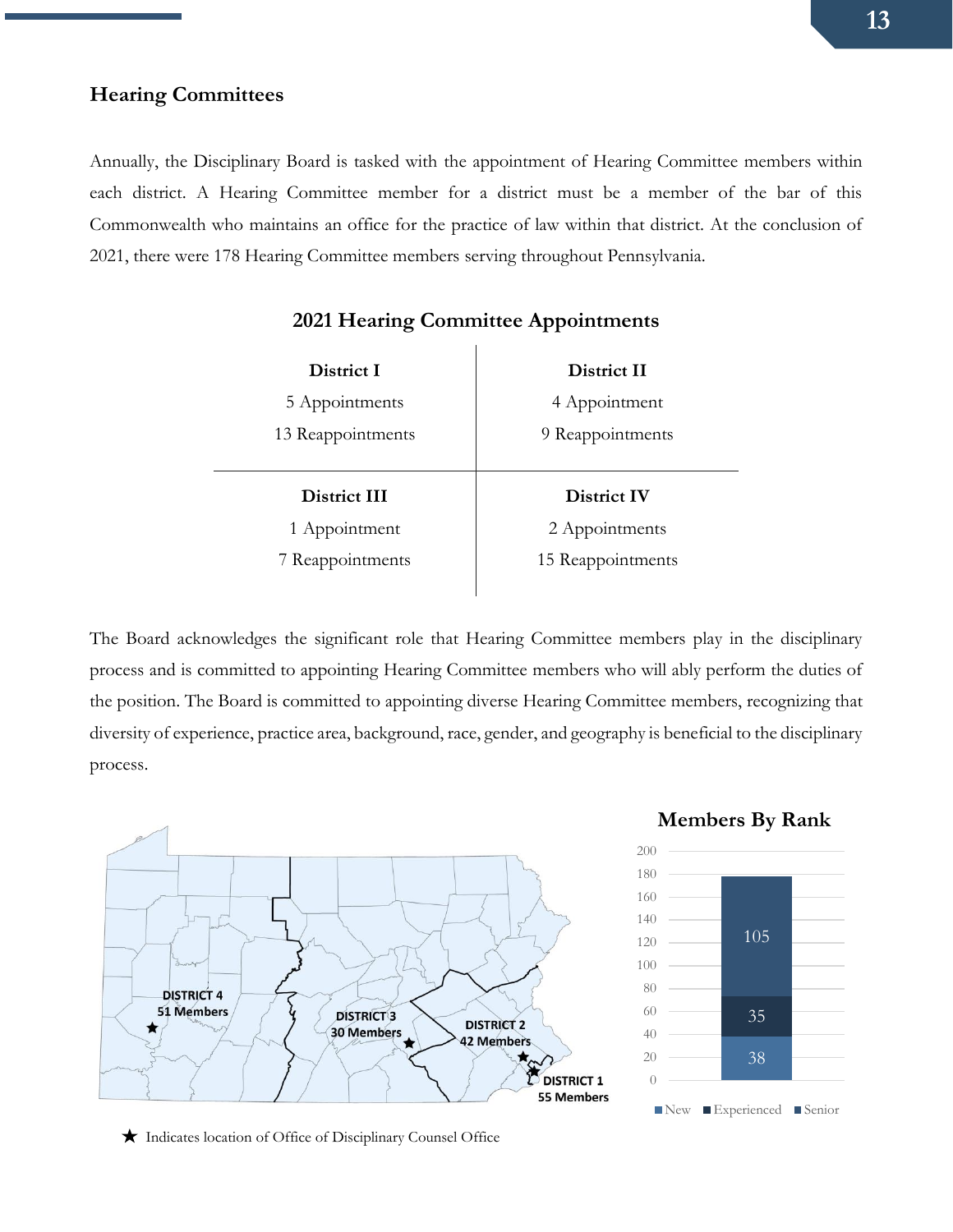## Hearing Committees

Annually, the Disciplinary Board is tasked with the appointment of Hearing Committee members within each district. A Hearing Committee member for a district must be a member of the bar of this Commonwealth who maintains an office for the practice of law within that district. At the conclusion of 2021, there were 178 Hearing Committee members serving throughout Pennsylvania.

### 2021 Hearing Committee Appointments

| District I | District II |
|---|---|
| 5 Appointments | 4 Appointment |
| 13 Reappointments | 9 Reappointments |
| **District III** | **District IV** |
| 1 Appointment | 2 Appointments |
| 7 Reappointments | 15 Reappointments |

The Board acknowledges the significant role that Hearing Committee members play in the disciplinary process and is committed to appointing Hearing Committee members who will ably perform the duties of the position. The Board is committed to appointing diverse Hearing Committee members, recognizing that diversity of experience, practice area, background, race, gender, and geography is beneficial to the disciplinary process.

DISTRICT 4 51 Members

DISTRICT 3 30 Members

DISTRICT 2 42 Members

DISTRICT 1 55 Members

★ Indicates location of Office of Disciplinary Counsel Office

**Members By Rank**

| Rank | Members |
|---|---|
| New | 38 |
| Experienced | 35 |
| Senior | 105 |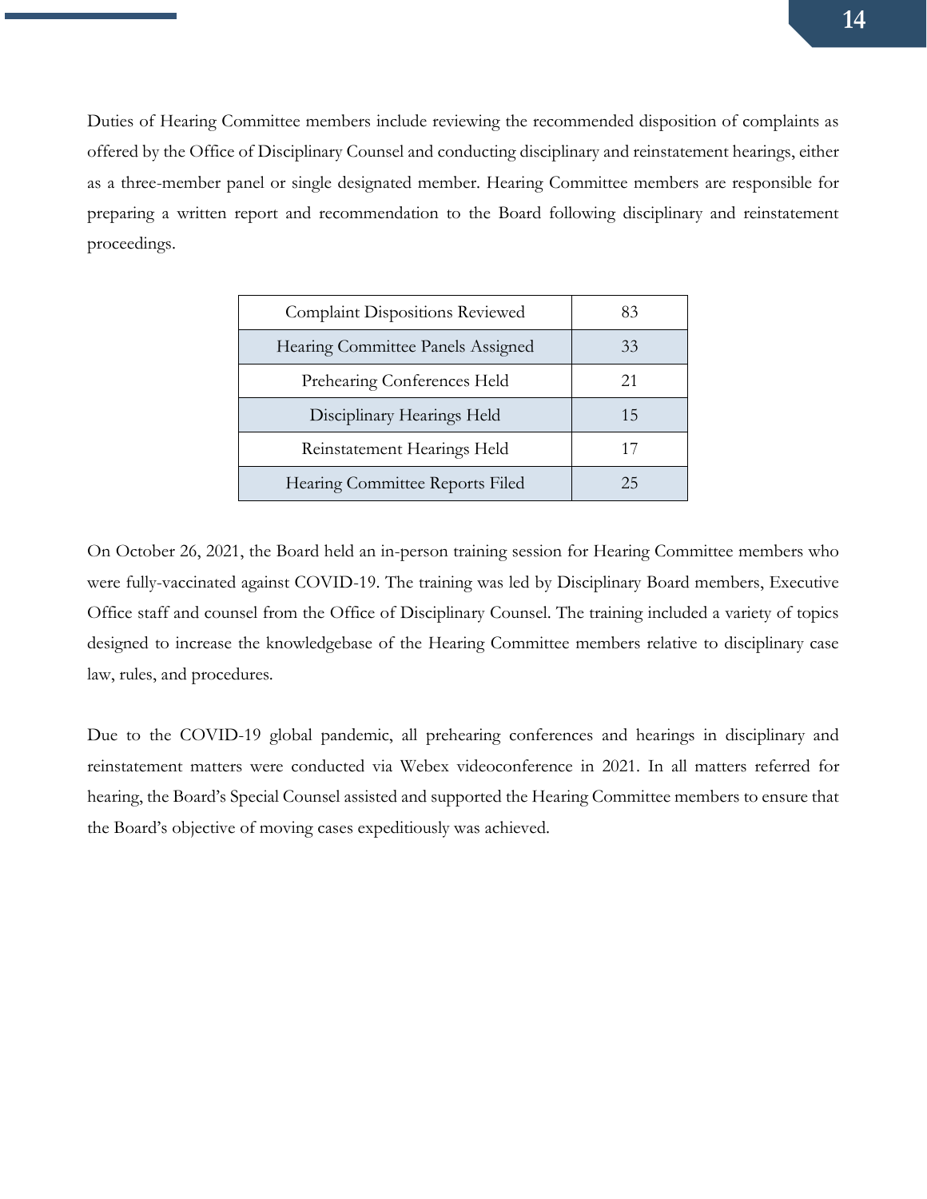Duties of Hearing Committee members include reviewing the recommended disposition of complaints as offered by the Office of Disciplinary Counsel and conducting disciplinary and reinstatement hearings, either as a three-member panel or single designated member. Hearing Committee members are responsible for preparing a written report and recommendation to the Board following disciplinary and reinstatement proceedings.

| | |
|---|---|
| Complaint Dispositions Reviewed | 83 |
| Hearing Committee Panels Assigned | 33 |
| Prehearing Conferences Held | 21 |
| Disciplinary Hearings Held | 15 |
| Reinstatement Hearings Held | 17 |
| Hearing Committee Reports Filed | 25 |

On October 26, 2021, the Board held an in-person training session for Hearing Committee members who were fully-vaccinated against COVID-19. The training was led by Disciplinary Board members, Executive Office staff and counsel from the Office of Disciplinary Counsel. The training included a variety of topics designed to increase the knowledgebase of the Hearing Committee members relative to disciplinary case law, rules, and procedures.

Due to the COVID-19 global pandemic, all prehearing conferences and hearings in disciplinary and reinstatement matters were conducted via Webex videoconference in 2021. In all matters referred for hearing, the Board's Special Counsel assisted and supported the Hearing Committee members to ensure that the Board's objective of moving cases expeditiously was achieved.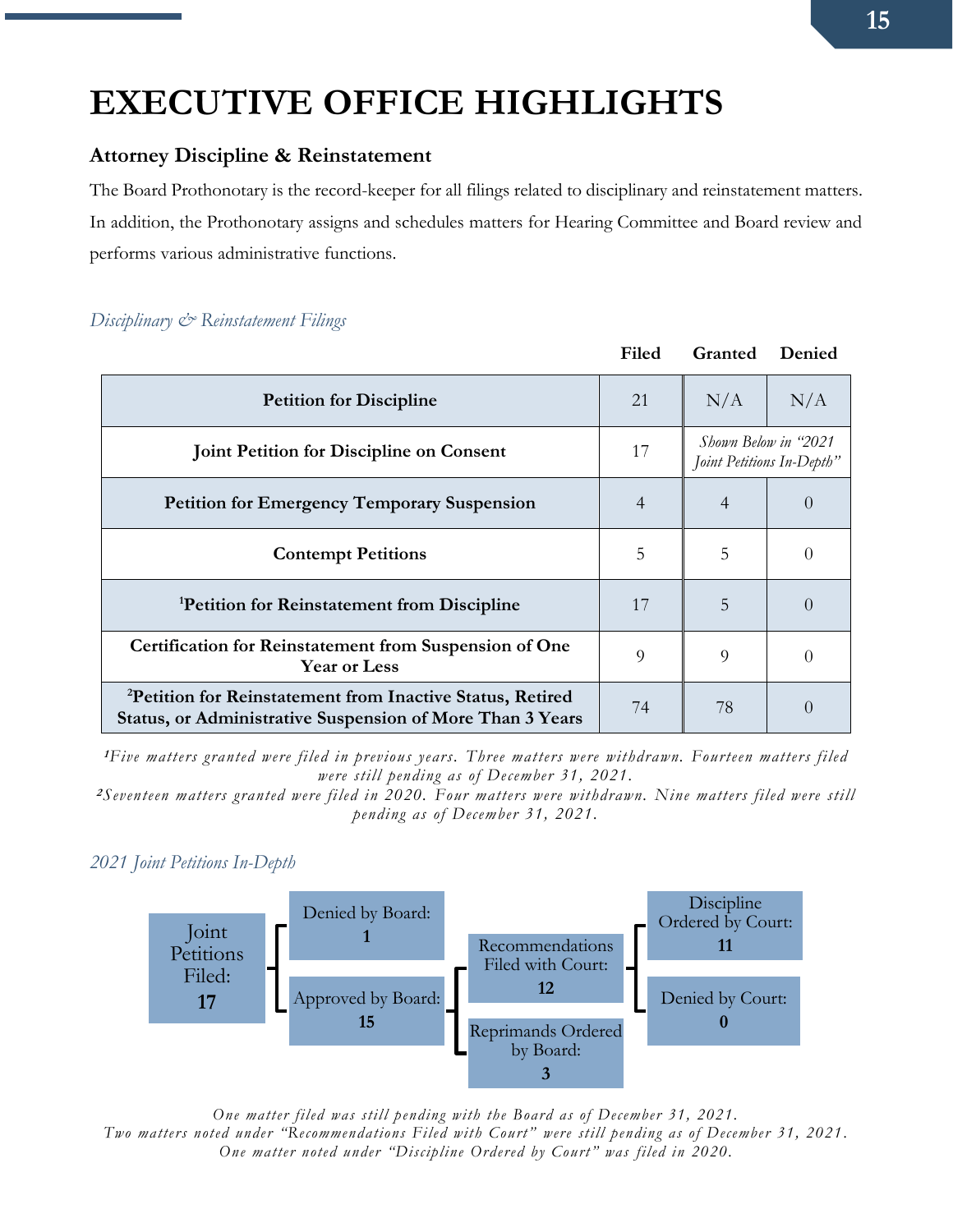# EXECUTIVE OFFICE HIGHLIGHTS

### Attorney Discipline & Reinstatement

The Board Prothonotary is the record-keeper for all filings related to disciplinary and reinstatement matters. In addition, the Prothonotary assigns and schedules matters for Hearing Committee and Board review and performs various administrative functions.

*Disciplinary & Reinstatement Filings*

| | Filed | Granted | Denied |
|---|---|---|---|
| **Petition for Discipline** | 21 | N/A | N/A |
| **Joint Petition for Discipline on Consent** | 17 | *Shown Below in "2021 Joint Petitions In-Depth"* | |
| **Petition for Emergency Temporary Suspension** | 4 | 4 | 0 |
| **Contempt Petitions** | 5 | 5 | 0 |
| [1]**Petition for Reinstatement from Discipline** | 17 | 5 | 0 |
| **Certification for Reinstatement from Suspension of One Year or Less** | 9 | 9 | 0 |
| [2]**Petition for Reinstatement from Inactive Status, Retired Status, or Administrative Suspension of More Than 3 Years** | 74 | 78 | 0 |

*[1]Five matters granted were filed in previous years. Three matters were withdrawn. Fourteen matters filed were still pending as of December 31, 2021.*
*[2]Seventeen matters granted were filed in 2020. Four matters were withdrawn. Nine matters filed were still pending as of December 31, 2021.*

*2021 Joint Petitions In-Depth*

- Joint Petitions Filed: **17**
  - Denied by Board: **1**
  - Approved by Board: **15**
    - Recommendations Filed with Court: **12**
      - Discipline Ordered by Court: **11**
      - Denied by Court: **0**
    - Reprimands Ordered by Board: **3**

*One matter filed was still pending with the Board as of December 31, 2021.*
*Two matters noted under "Recommendations Filed with Court" were still pending as of December 31, 2021.*
*One matter noted under "Discipline Ordered by Court" was filed in 2020.*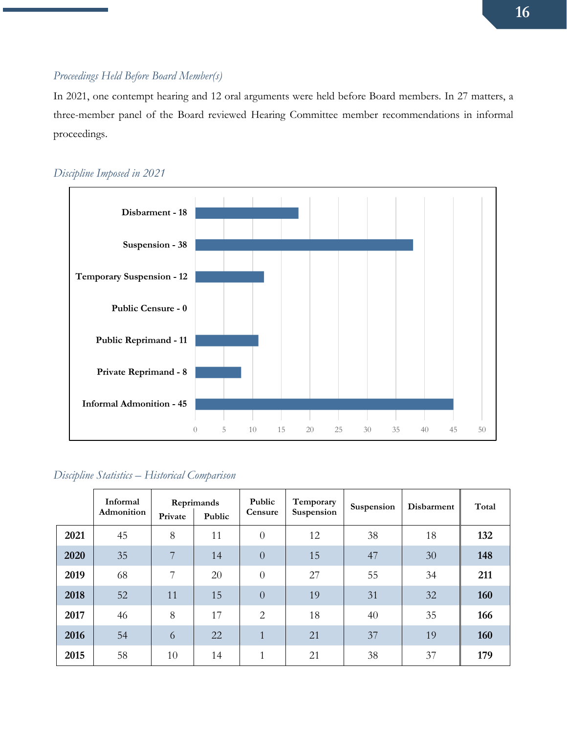### *Proceedings Held Before Board Member(s)*

In 2021, one contempt hearing and 12 oral arguments were held before Board members. In 27 matters, a three-member panel of the Board reviewed Hearing Committee member recommendations in informal proceedings.

### *Discipline Imposed in 2021*

| Discipline | Count |
|---|---|
| Disbarment | 18 |
| Suspension | 38 |
| Temporary Suspension | 12 |
| Public Censure | 0 |
| Public Reprimand | 11 |
| Private Reprimand | 8 |
| Informal Admonition | 45 |

### *Discipline Statistics – Historical Comparison*

| | Informal Admonition | Reprimands | | Public Censure | Temporary Suspension | Suspension | Disbarment | Total |
|---|---|---|---|---|---|---|---|---|
| | | Private | Public | | | | | |
| **2021** | 45 | 8 | 11 | 0 | 12 | 38 | 18 | **132** |
| **2020** | 35 | 7 | 14 | 0 | 15 | 47 | 30 | **148** |
| **2019** | 68 | 7 | 20 | 0 | 27 | 55 | 34 | **211** |
| **2018** | 52 | 11 | 15 | 0 | 19 | 31 | 32 | **160** |
| **2017** | 46 | 8 | 17 | 2 | 18 | 40 | 35 | **166** |
| **2016** | 54 | 6 | 22 | 1 | 21 | 37 | 19 | **160** |
| **2015** | 58 | 10 | 14 | 1 | 21 | 38 | 37 | **179** |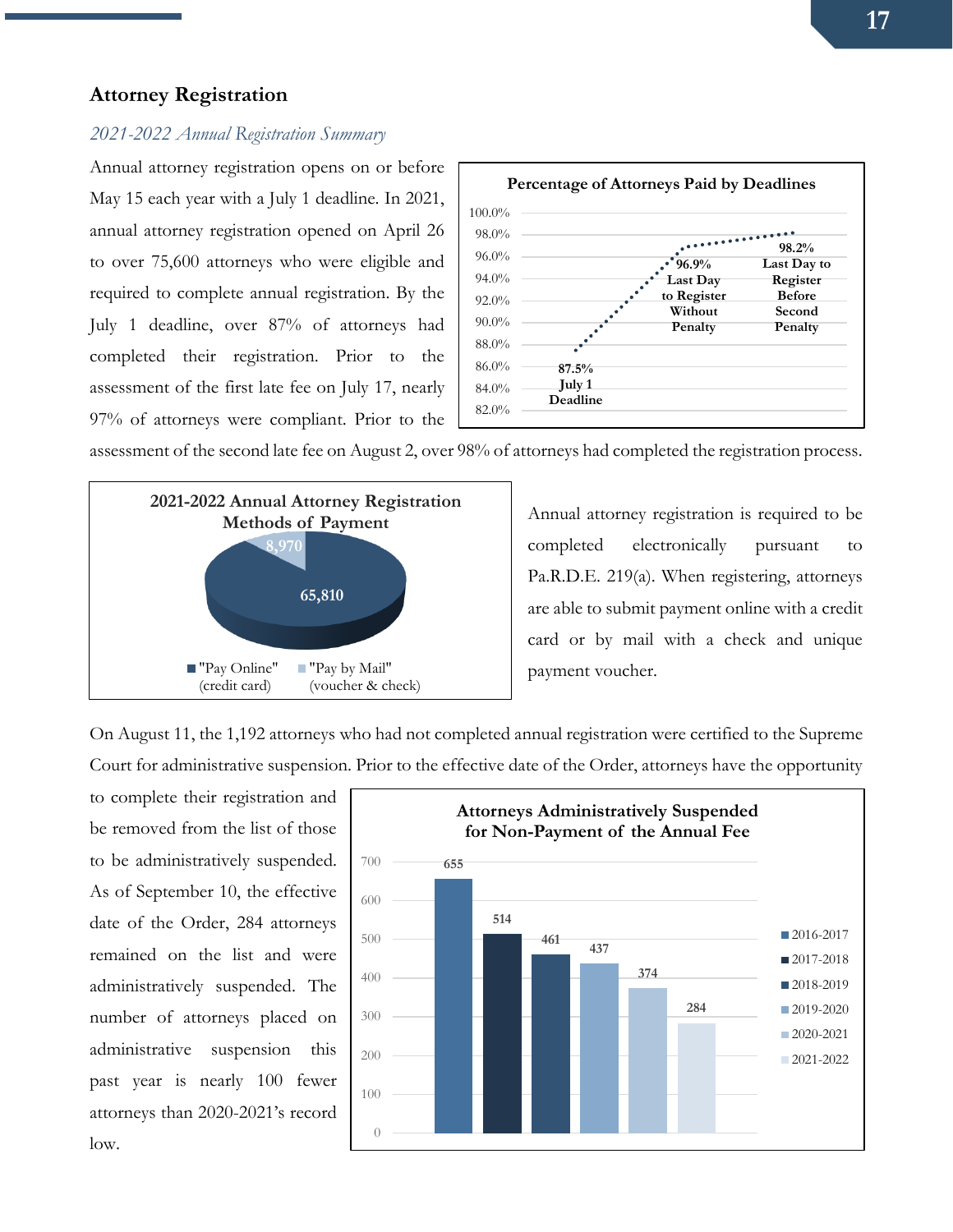## Attorney Registration

*2021-2022 Annual Registration Summary*

Annual attorney registration opens on or before May 15 each year with a July 1 deadline. In 2021, annual attorney registration opened on April 26 to over 75,600 attorneys who were eligible and required to complete annual registration. By the July 1 deadline, over 87% of attorneys had completed their registration. Prior to the assessment of the first late fee on July 17, nearly 97% of attorneys were compliant. Prior to the assessment of the second late fee on August 2, over 98% of attorneys had completed the registration process.

**Percentage of Attorneys Paid by Deadlines**

| Deadline | Percentage |
| --- | --- |
| July 1 Deadline | 87.5% |
| Last Day to Register Without Penalty | 96.9% |
| Last Day to Register Before Second Penalty | 98.2% |

**2021-2022 Annual Attorney Registration Methods of Payment**

| Method | Count |
| --- | --- |
| "Pay Online" (credit card) | 65,810 |
| "Pay by Mail" (voucher & check) | 8,970 |

Annual attorney registration is required to be completed electronically pursuant to Pa.R.D.E. 219(a). When registering, attorneys are able to submit payment online with a credit card or by mail with a check and unique payment voucher.

On August 11, the 1,192 attorneys who had not completed annual registration were certified to the Supreme Court for administrative suspension. Prior to the effective date of the Order, attorneys have the opportunity to complete their registration and be removed from the list of those to be administratively suspended. As of September 10, the effective date of the Order, 284 attorneys remained on the list and were administratively suspended. The number of attorneys placed on administrative suspension this past year is nearly 100 fewer attorneys than 2020-2021's record low.

**Attorneys Administratively Suspended for Non-Payment of the Annual Fee**

| Year | Attorneys |
| --- | --- |
| 2016-2017 | 655 |
| 2017-2018 | 514 |
| 2018-2019 | 461 |
| 2019-2020 | 437 |
| 2020-2021 | 374 |
| 2021-2022 | 284 |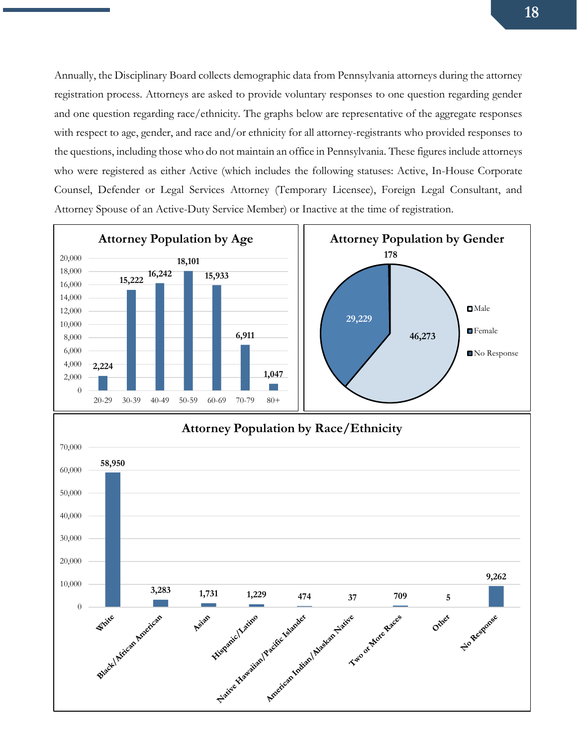Annually, the Disciplinary Board collects demographic data from Pennsylvania attorneys during the attorney registration process. Attorneys are asked to provide voluntary responses to one question regarding gender and one question regarding race/ethnicity. The graphs below are representative of the aggregate responses with respect to age, gender, and race and/or ethnicity for all attorney-registrants who provided responses to the questions, including those who do not maintain an office in Pennsylvania. These figures include attorneys who were registered as either Active (which includes the following statuses: Active, In-House Corporate Counsel, Defender or Legal Services Attorney (Temporary Licensee), Foreign Legal Consultant, and Attorney Spouse of an Active-Duty Service Member) or Inactive at the time of registration.

**Attorney Population by Age**

| Age | Attorneys |
|---|---|
| 20-29 | 2,224 |
| 30-39 | 15,222 |
| 40-49 | 16,242 |
| 50-59 | 18,101 |
| 60-69 | 15,933 |
| 70-79 | 6,911 |
| 80+ | 1,047 |

**Attorney Population by Gender**

| Gender | Attorneys |
|---|---|
| Male | 46,273 |
| Female | 29,229 |
| No Response | 178 |

**Attorney Population by Race/Ethnicity**

| Race/Ethnicity | Attorneys |
|---|---|
| White | 58,950 |
| Black/African American | 3,283 |
| Asian | 1,731 |
| Hispanic/Latino | 1,229 |
| Native Hawaiian/Pacific Islander | 474 |
| American Indian/Alaskan Native | 37 |
| Two or More Races | 709 |
| Other | 5 |
| No Response | 9,262 |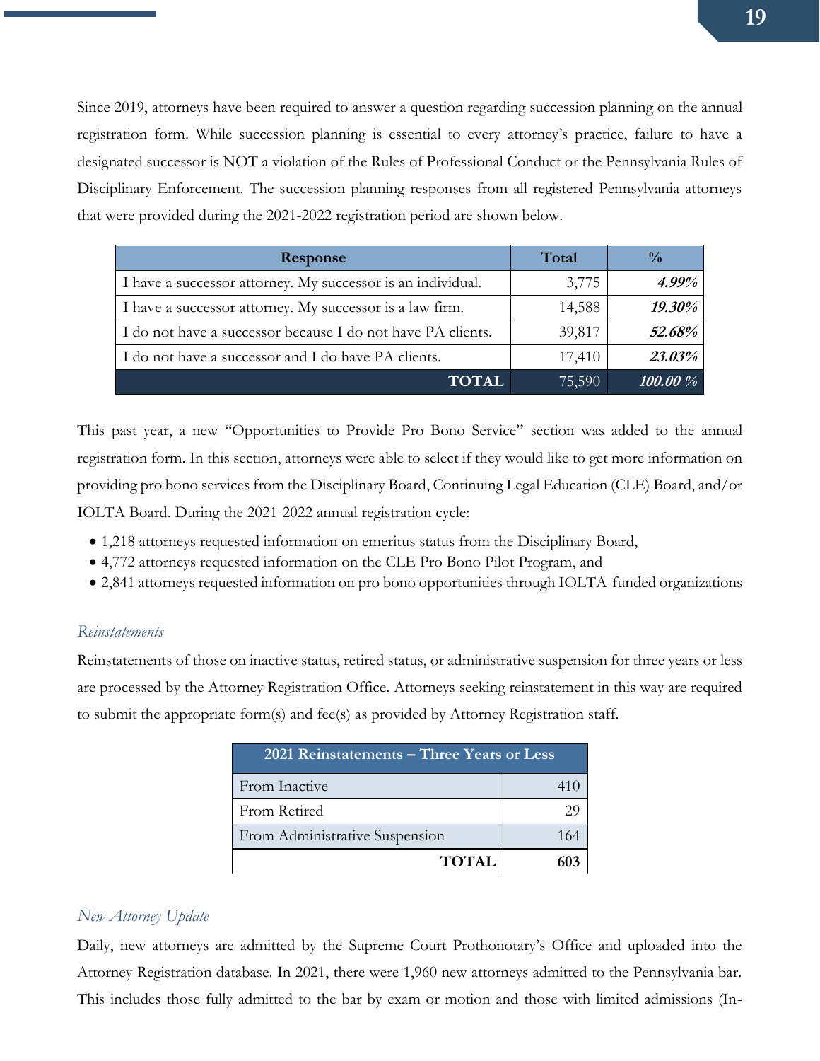Since 2019, attorneys have been required to answer a question regarding succession planning on the annual registration form. While succession planning is essential to every attorney's practice, failure to have a designated successor is NOT a violation of the Rules of Professional Conduct or the Pennsylvania Rules of Disciplinary Enforcement. The succession planning responses from all registered Pennsylvania attorneys that were provided during the 2021-2022 registration period are shown below.

| Response | Total | % |
|---|---|---|
| I have a successor attorney. My successor is an individual. | 3,775 | ***4.99%*** |
| I have a successor attorney. My successor is a law firm. | 14,588 | ***19.30%*** |
| I do not have a successor because I do not have PA clients. | 39,817 | ***52.68%*** |
| I do not have a successor and I do have PA clients. | 17,410 | ***23.03%*** |
| **TOTAL** | 75,590 | ***100.00 %*** |

This past year, a new "Opportunities to Provide Pro Bono Service" section was added to the annual registration form. In this section, attorneys were able to select if they would like to get more information on providing pro bono services from the Disciplinary Board, Continuing Legal Education (CLE) Board, and/or IOLTA Board. During the 2021-2022 annual registration cycle:

- 1,218 attorneys requested information on emeritus status from the Disciplinary Board,
- 4,772 attorneys requested information on the CLE Pro Bono Pilot Program, and
- 2,841 attorneys requested information on pro bono opportunities through IOLTA-funded organizations

### *Reinstatements*

Reinstatements of those on inactive status, retired status, or administrative suspension for three years or less are processed by the Attorney Registration Office. Attorneys seeking reinstatement in this way are required to submit the appropriate form(s) and fee(s) as provided by Attorney Registration staff.

| 2021 Reinstatements – Three Years or Less | |
|---|---|
| From Inactive | 410 |
| From Retired | 29 |
| From Administrative Suspension | 164 |
| **TOTAL** | **603** |

### *New Attorney Update*

Daily, new attorneys are admitted by the Supreme Court Prothonotary's Office and uploaded into the Attorney Registration database. In 2021, there were 1,960 new attorneys admitted to the Pennsylvania bar. This includes those fully admitted to the bar by exam or motion and those with limited admissions (In-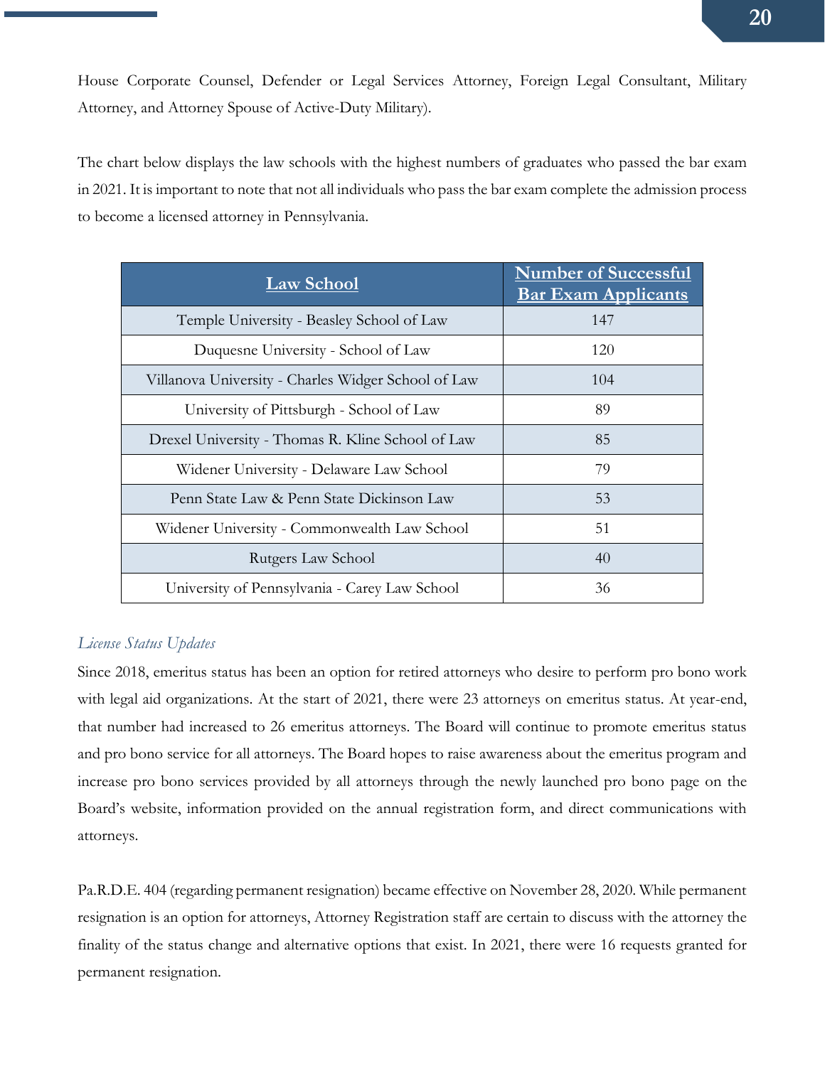House Corporate Counsel, Defender or Legal Services Attorney, Foreign Legal Consultant, Military Attorney, and Attorney Spouse of Active-Duty Military).

The chart below displays the law schools with the highest numbers of graduates who passed the bar exam in 2021. It is important to note that not all individuals who pass the bar exam complete the admission process to become a licensed attorney in Pennsylvania.

| Law School | Number of Successful Bar Exam Applicants |
|---|---|
| Temple University - Beasley School of Law | 147 |
| Duquesne University - School of Law | 120 |
| Villanova University - Charles Widger School of Law | 104 |
| University of Pittsburgh - School of Law | 89 |
| Drexel University - Thomas R. Kline School of Law | 85 |
| Widener University - Delaware Law School | 79 |
| Penn State Law & Penn State Dickinson Law | 53 |
| Widener University - Commonwealth Law School | 51 |
| Rutgers Law School | 40 |
| University of Pennsylvania - Carey Law School | 36 |

*License Status Updates*

Since 2018, emeritus status has been an option for retired attorneys who desire to perform pro bono work with legal aid organizations. At the start of 2021, there were 23 attorneys on emeritus status. At year-end, that number had increased to 26 emeritus attorneys. The Board will continue to promote emeritus status and pro bono service for all attorneys. The Board hopes to raise awareness about the emeritus program and increase pro bono services provided by all attorneys through the newly launched pro bono page on the Board's website, information provided on the annual registration form, and direct communications with attorneys.

Pa.R.D.E. 404 (regarding permanent resignation) became effective on November 28, 2020. While permanent resignation is an option for attorneys, Attorney Registration staff are certain to discuss with the attorney the finality of the status change and alternative options that exist. In 2021, there were 16 requests granted for permanent resignation.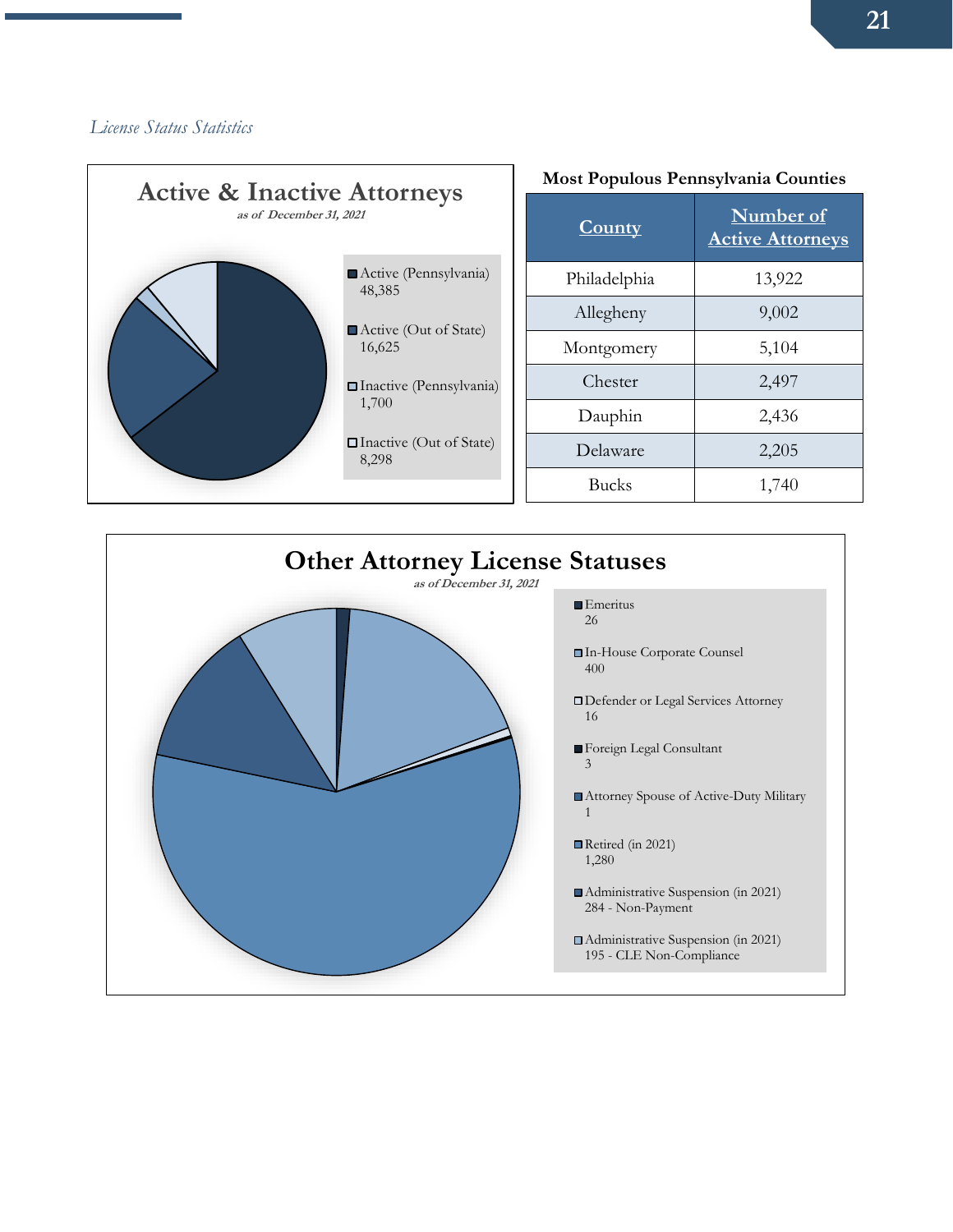*License Status Statistics*

**Active & Inactive Attorneys**

*as of December 31, 2021*

- Active (Pennsylvania) 48,385
- Active (Out of State) 16,625
- Inactive (Pennsylvania) 1,700
- Inactive (Out of State) 8,298

**Most Populous Pennsylvania Counties**

| County | Number of Active Attorneys |
| --- | --- |
| Philadelphia | 13,922 |
| Allegheny | 9,002 |
| Montgomery | 5,104 |
| Chester | 2,497 |
| Dauphin | 2,436 |
| Delaware | 2,205 |
| Bucks | 1,740 |

**Other Attorney License Statuses**

*as of December 31, 2021*

- Emeritus 26
- In-House Corporate Counsel 400
- Defender or Legal Services Attorney 16
- Foreign Legal Consultant 3
- Attorney Spouse of Active-Duty Military 1
- Retired (in 2021) 1,280
- Administrative Suspension (in 2021) 284 - Non-Payment
- Administrative Suspension (in 2021) 195 - CLE Non-Compliance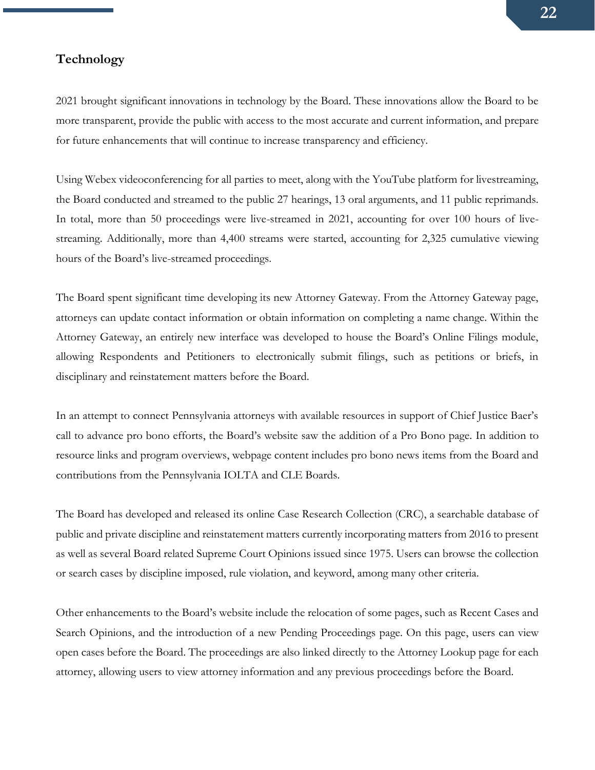## Technology

2021 brought significant innovations in technology by the Board. These innovations allow the Board to be more transparent, provide the public with access to the most accurate and current information, and prepare for future enhancements that will continue to increase transparency and efficiency.

Using Webex videoconferencing for all parties to meet, along with the YouTube platform for livestreaming, the Board conducted and streamed to the public 27 hearings, 13 oral arguments, and 11 public reprimands. In total, more than 50 proceedings were live-streamed in 2021, accounting for over 100 hours of live-streaming. Additionally, more than 4,400 streams were started, accounting for 2,325 cumulative viewing hours of the Board's live-streamed proceedings.

The Board spent significant time developing its new Attorney Gateway. From the Attorney Gateway page, attorneys can update contact information or obtain information on completing a name change. Within the Attorney Gateway, an entirely new interface was developed to house the Board's Online Filings module, allowing Respondents and Petitioners to electronically submit filings, such as petitions or briefs, in disciplinary and reinstatement matters before the Board.

In an attempt to connect Pennsylvania attorneys with available resources in support of Chief Justice Baer's call to advance pro bono efforts, the Board's website saw the addition of a Pro Bono page. In addition to resource links and program overviews, webpage content includes pro bono news items from the Board and contributions from the Pennsylvania IOLTA and CLE Boards.

The Board has developed and released its online Case Research Collection (CRC), a searchable database of public and private discipline and reinstatement matters currently incorporating matters from 2016 to present as well as several Board related Supreme Court Opinions issued since 1975. Users can browse the collection or search cases by discipline imposed, rule violation, and keyword, among many other criteria.

Other enhancements to the Board's website include the relocation of some pages, such as Recent Cases and Search Opinions, and the introduction of a new Pending Proceedings page. On this page, users can view open cases before the Board. The proceedings are also linked directly to the Attorney Lookup page for each attorney, allowing users to view attorney information and any previous proceedings before the Board.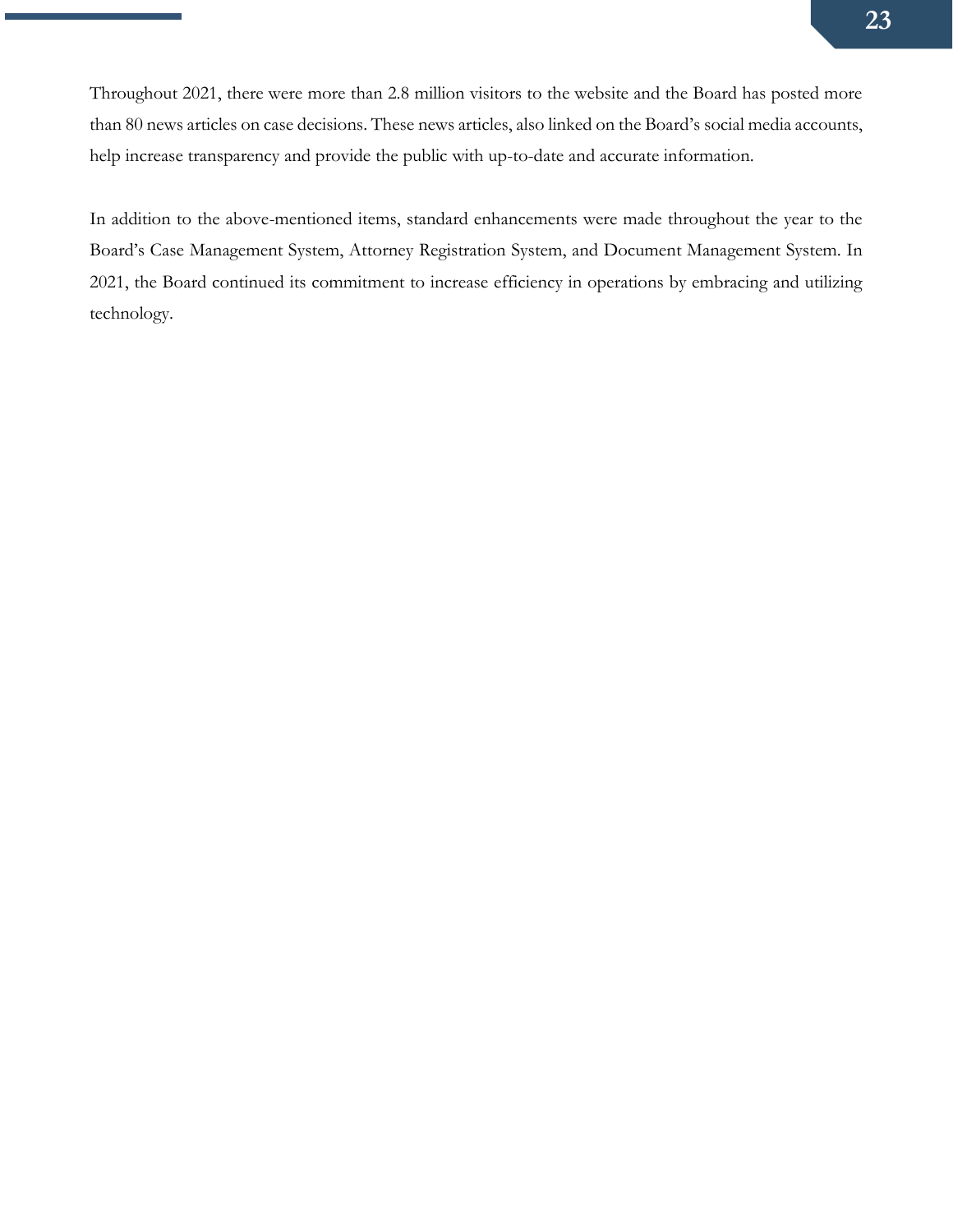Throughout 2021, there were more than 2.8 million visitors to the website and the Board has posted more than 80 news articles on case decisions. These news articles, also linked on the Board's social media accounts, help increase transparency and provide the public with up-to-date and accurate information.

In addition to the above-mentioned items, standard enhancements were made throughout the year to the Board's Case Management System, Attorney Registration System, and Document Management System. In 2021, the Board continued its commitment to increase efficiency in operations by embracing and utilizing technology.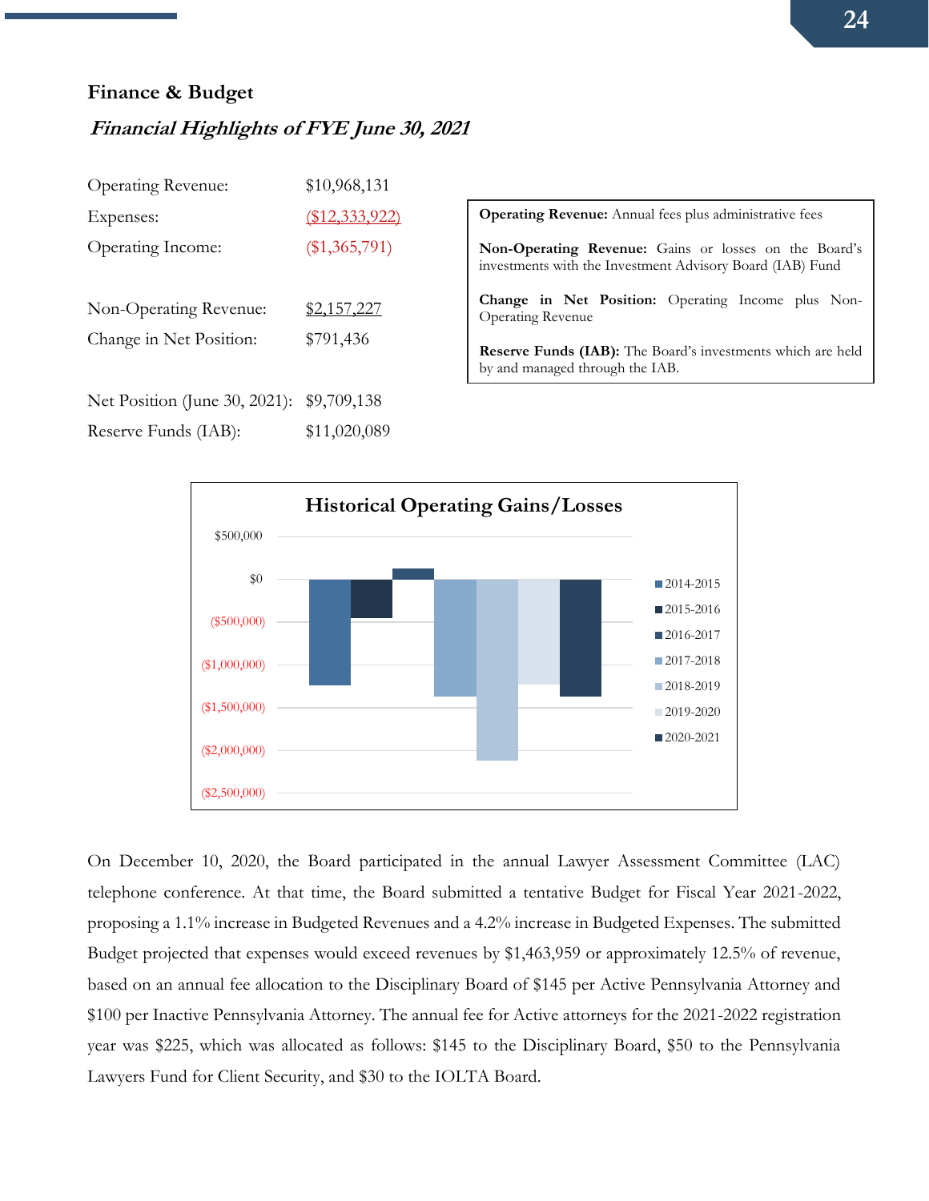## Finance & Budget

### *Financial Highlights of FYE June 30, 2021*

| | |
|---|---|
| Operating Revenue: | $10,968,131 |
| Expenses: | ($12,333,922) |
| Operating Income: | ($1,365,791) |
| | |
| Non-Operating Revenue: | $2,157,227 |
| Change in Net Position: | $791,436 |
| | |
| Net Position (June 30, 2021): | $9,709,138 |
| Reserve Funds (IAB): | $11,020,089 |

**Operating Revenue:** Annual fees plus administrative fees

**Non-Operating Revenue:** Gains or losses on the Board's investments with the Investment Advisory Board (IAB) Fund

**Change in Net Position:** Operating Income plus Non-Operating Revenue

**Reserve Funds (IAB):** The Board's investments which are held by and managed through the IAB.

**Historical Operating Gains/Losses**

On December 10, 2020, the Board participated in the annual Lawyer Assessment Committee (LAC) telephone conference. At that time, the Board submitted a tentative Budget for Fiscal Year 2021-2022, proposing a 1.1% increase in Budgeted Revenues and a 4.2% increase in Budgeted Expenses. The submitted Budget projected that expenses would exceed revenues by $1,463,959 or approximately 12.5% of revenue, based on an annual fee allocation to the Disciplinary Board of $145 per Active Pennsylvania Attorney and $100 per Inactive Pennsylvania Attorney. The annual fee for Active attorneys for the 2021-2022 registration year was $225, which was allocated as follows: $145 to the Disciplinary Board, $50 to the Pennsylvania Lawyers Fund for Client Security, and $30 to the IOLTA Board.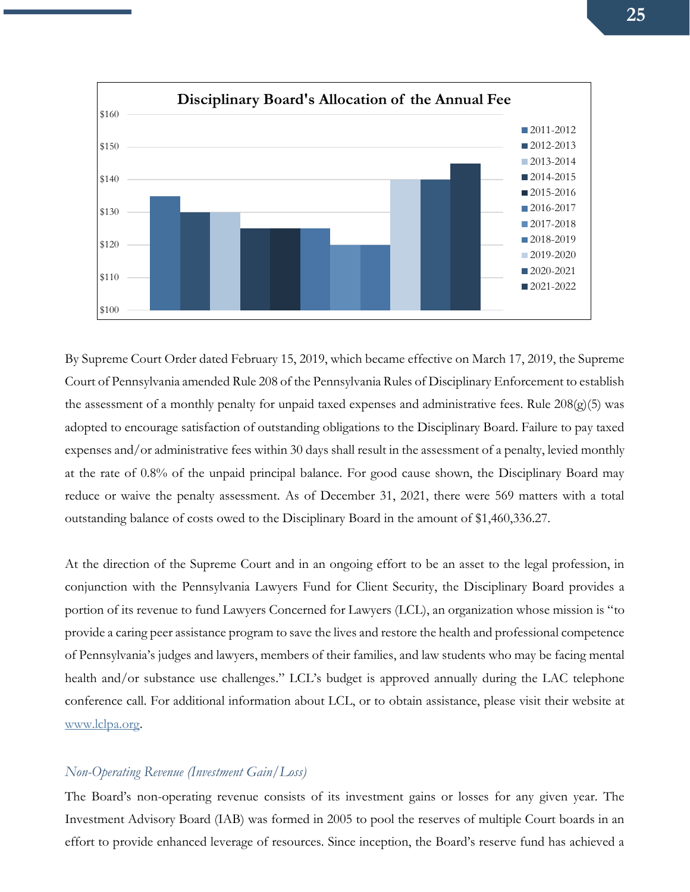**Disciplinary Board's Allocation of the Annual Fee**

| Year | Allocation |
|---|---|
| 2011-2012 | $135 |
| 2012-2013 | $130 |
| 2013-2014 | $130 |
| 2014-2015 | $125 |
| 2015-2016 | $125 |
| 2016-2017 | $125 |
| 2017-2018 | $120 |
| 2018-2019 | $120 |
| 2019-2020 | $140 |
| 2020-2021 | $140 |
| 2021-2022 | $145 |

By Supreme Court Order dated February 15, 2019, which became effective on March 17, 2019, the Supreme Court of Pennsylvania amended Rule 208 of the Pennsylvania Rules of Disciplinary Enforcement to establish the assessment of a monthly penalty for unpaid taxed expenses and administrative fees. Rule 208(g)(5) was adopted to encourage satisfaction of outstanding obligations to the Disciplinary Board. Failure to pay taxed expenses and/or administrative fees within 30 days shall result in the assessment of a penalty, levied monthly at the rate of 0.8% of the unpaid principal balance. For good cause shown, the Disciplinary Board may reduce or waive the penalty assessment. As of December 31, 2021, there were 569 matters with a total outstanding balance of costs owed to the Disciplinary Board in the amount of $1,460,336.27.

At the direction of the Supreme Court and in an ongoing effort to be an asset to the legal profession, in conjunction with the Pennsylvania Lawyers Fund for Client Security, the Disciplinary Board provides a portion of its revenue to fund Lawyers Concerned for Lawyers (LCL), an organization whose mission is "to provide a caring peer assistance program to save the lives and restore the health and professional competence of Pennsylvania's judges and lawyers, members of their families, and law students who may be facing mental health and/or substance use challenges." LCL's budget is approved annually during the LAC telephone conference call. For additional information about LCL, or to obtain assistance, please visit their website at www.lclpa.org.

### *Non-Operating Revenue (Investment Gain/Loss)*

The Board's non-operating revenue consists of its investment gains or losses for any given year. The Investment Advisory Board (IAB) was formed in 2005 to pool the reserves of multiple Court boards in an effort to provide enhanced leverage of resources. Since inception, the Board's reserve fund has achieved a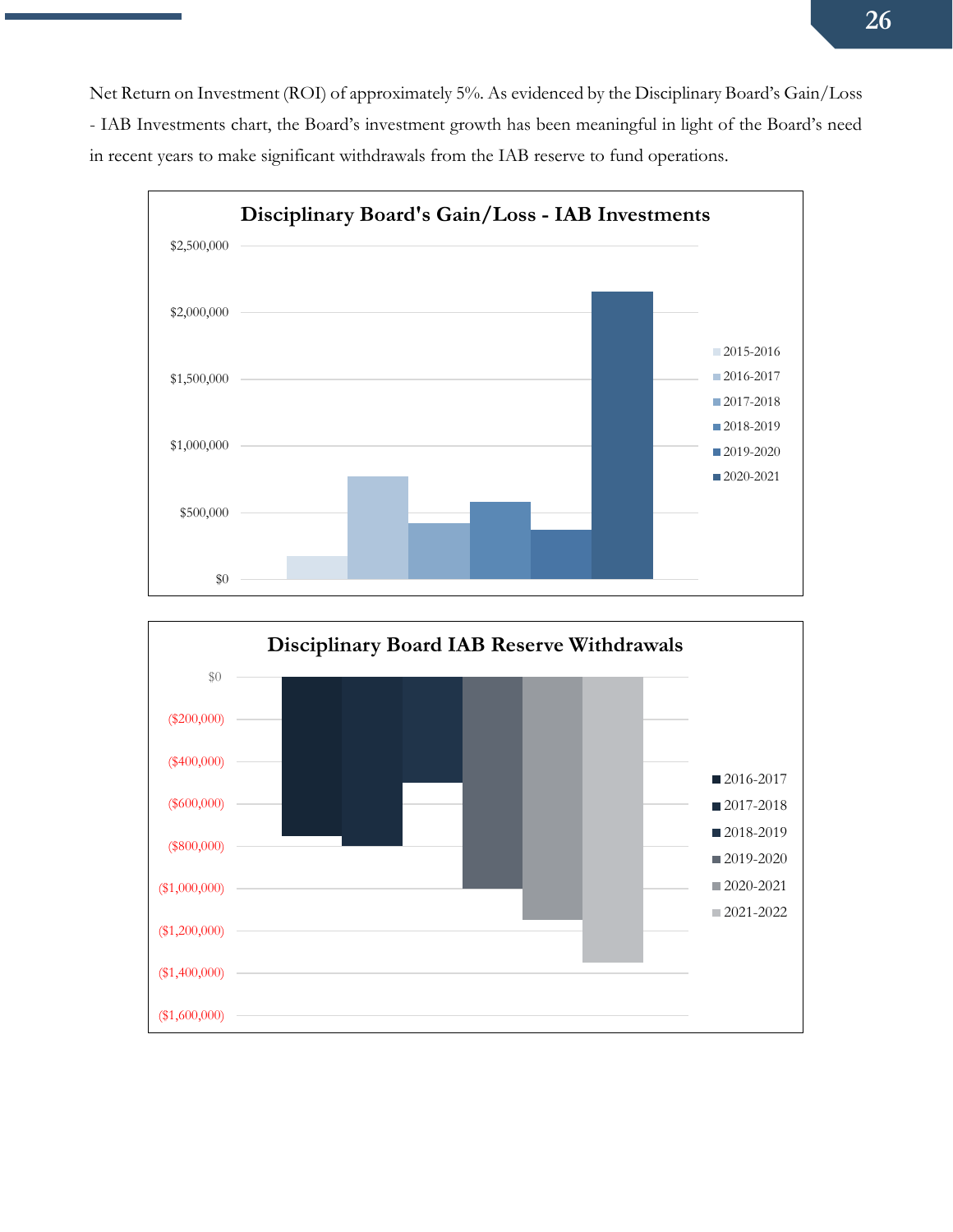Net Return on Investment (ROI) of approximately 5%. As evidenced by the Disciplinary Board's Gain/Loss - IAB Investments chart, the Board's investment growth has been meaningful in light of the Board's need in recent years to make significant withdrawals from the IAB reserve to fund operations.

**Disciplinary Board's Gain/Loss - IAB Investments**

**Disciplinary Board IAB Reserve Withdrawals**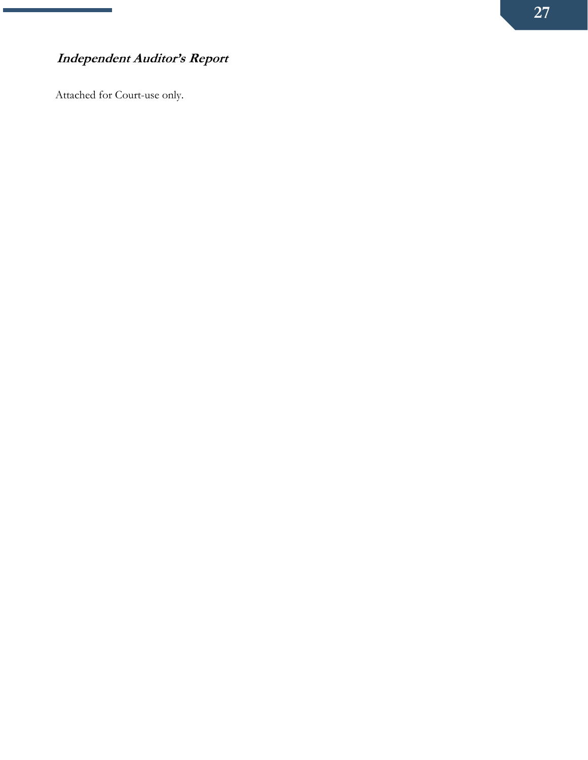### ***Independent Auditor's Report***

Attached for Court-use only.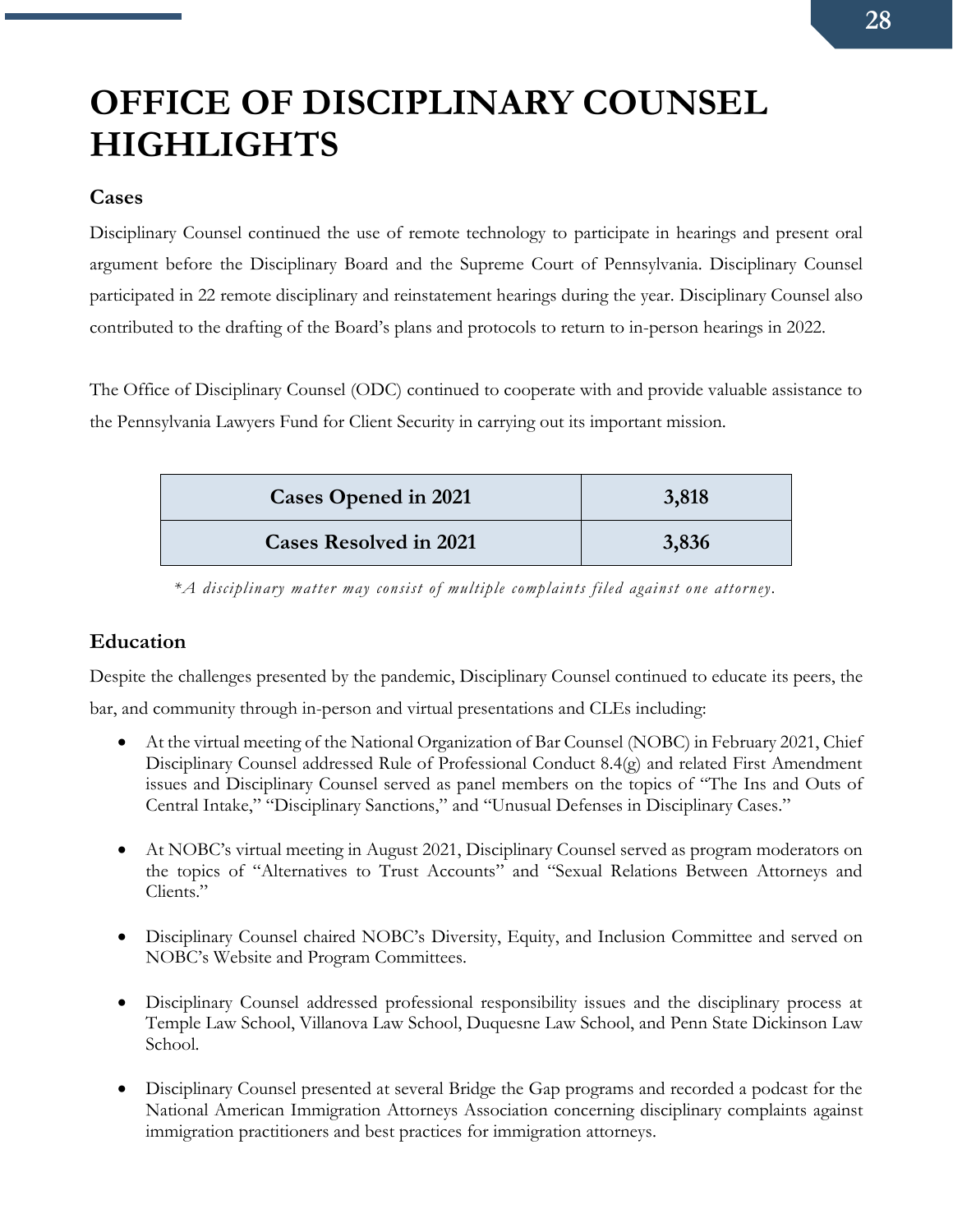# OFFICE OF DISCIPLINARY COUNSEL HIGHLIGHTS

## Cases

Disciplinary Counsel continued the use of remote technology to participate in hearings and present oral argument before the Disciplinary Board and the Supreme Court of Pennsylvania. Disciplinary Counsel participated in 22 remote disciplinary and reinstatement hearings during the year. Disciplinary Counsel also contributed to the drafting of the Board's plans and protocols to return to in-person hearings in 2022.

The Office of Disciplinary Counsel (ODC) continued to cooperate with and provide valuable assistance to the Pennsylvania Lawyers Fund for Client Security in carrying out its important mission.

| | |
|---|---|
| **Cases Opened in 2021** | **3,818** |
| **Cases Resolved in 2021** | **3,836** |

*\*A disciplinary matter may consist of multiple complaints filed against one attorney.*

## Education

Despite the challenges presented by the pandemic, Disciplinary Counsel continued to educate its peers, the bar, and community through in-person and virtual presentations and CLEs including:

- At the virtual meeting of the National Organization of Bar Counsel (NOBC) in February 2021, Chief Disciplinary Counsel addressed Rule of Professional Conduct 8.4(g) and related First Amendment issues and Disciplinary Counsel served as panel members on the topics of "The Ins and Outs of Central Intake," "Disciplinary Sanctions," and "Unusual Defenses in Disciplinary Cases."

- At NOBC's virtual meeting in August 2021, Disciplinary Counsel served as program moderators on the topics of "Alternatives to Trust Accounts" and "Sexual Relations Between Attorneys and Clients."

- Disciplinary Counsel chaired NOBC's Diversity, Equity, and Inclusion Committee and served on NOBC's Website and Program Committees.

- Disciplinary Counsel addressed professional responsibility issues and the disciplinary process at Temple Law School, Villanova Law School, Duquesne Law School, and Penn State Dickinson Law School.

- Disciplinary Counsel presented at several Bridge the Gap programs and recorded a podcast for the National American Immigration Attorneys Association concerning disciplinary complaints against immigration practitioners and best practices for immigration attorneys.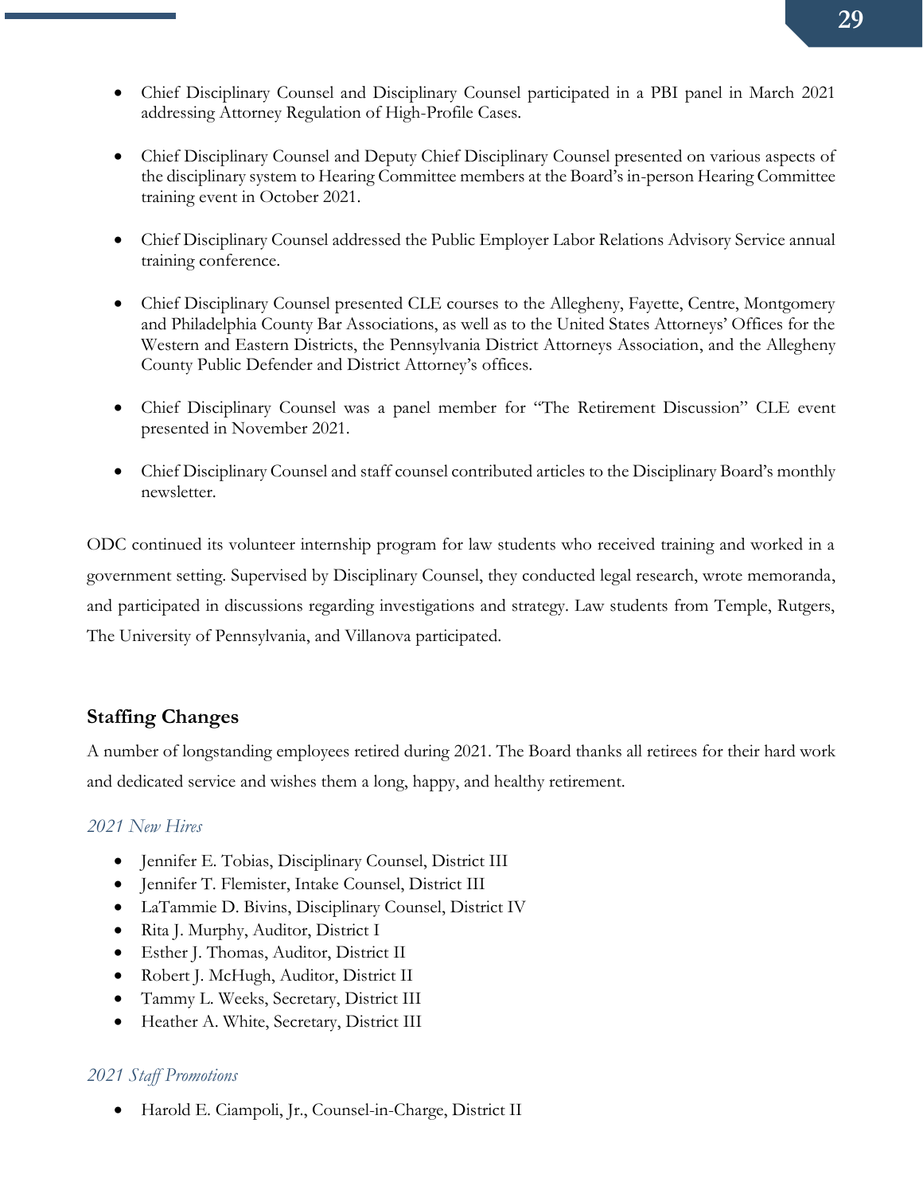- Chief Disciplinary Counsel and Disciplinary Counsel participated in a PBI panel in March 2021 addressing Attorney Regulation of High-Profile Cases.

- Chief Disciplinary Counsel and Deputy Chief Disciplinary Counsel presented on various aspects of the disciplinary system to Hearing Committee members at the Board's in-person Hearing Committee training event in October 2021.

- Chief Disciplinary Counsel addressed the Public Employer Labor Relations Advisory Service annual training conference.

- Chief Disciplinary Counsel presented CLE courses to the Allegheny, Fayette, Centre, Montgomery and Philadelphia County Bar Associations, as well as to the United States Attorneys' Offices for the Western and Eastern Districts, the Pennsylvania District Attorneys Association, and the Allegheny County Public Defender and District Attorney's offices.

- Chief Disciplinary Counsel was a panel member for "The Retirement Discussion" CLE event presented in November 2021.

- Chief Disciplinary Counsel and staff counsel contributed articles to the Disciplinary Board's monthly newsletter.

ODC continued its volunteer internship program for law students who received training and worked in a government setting. Supervised by Disciplinary Counsel, they conducted legal research, wrote memoranda, and participated in discussions regarding investigations and strategy. Law students from Temple, Rutgers, The University of Pennsylvania, and Villanova participated.

## Staffing Changes

A number of longstanding employees retired during 2021. The Board thanks all retirees for their hard work and dedicated service and wishes them a long, happy, and healthy retirement.

### *2021 New Hires*

- Jennifer E. Tobias, Disciplinary Counsel, District III
- Jennifer T. Flemister, Intake Counsel, District III
- LaTammie D. Bivins, Disciplinary Counsel, District IV
- Rita J. Murphy, Auditor, District I
- Esther J. Thomas, Auditor, District II
- Robert J. McHugh, Auditor, District II
- Tammy L. Weeks, Secretary, District III
- Heather A. White, Secretary, District III

### *2021 Staff Promotions*

- Harold E. Ciampoli, Jr., Counsel-in-Charge, District II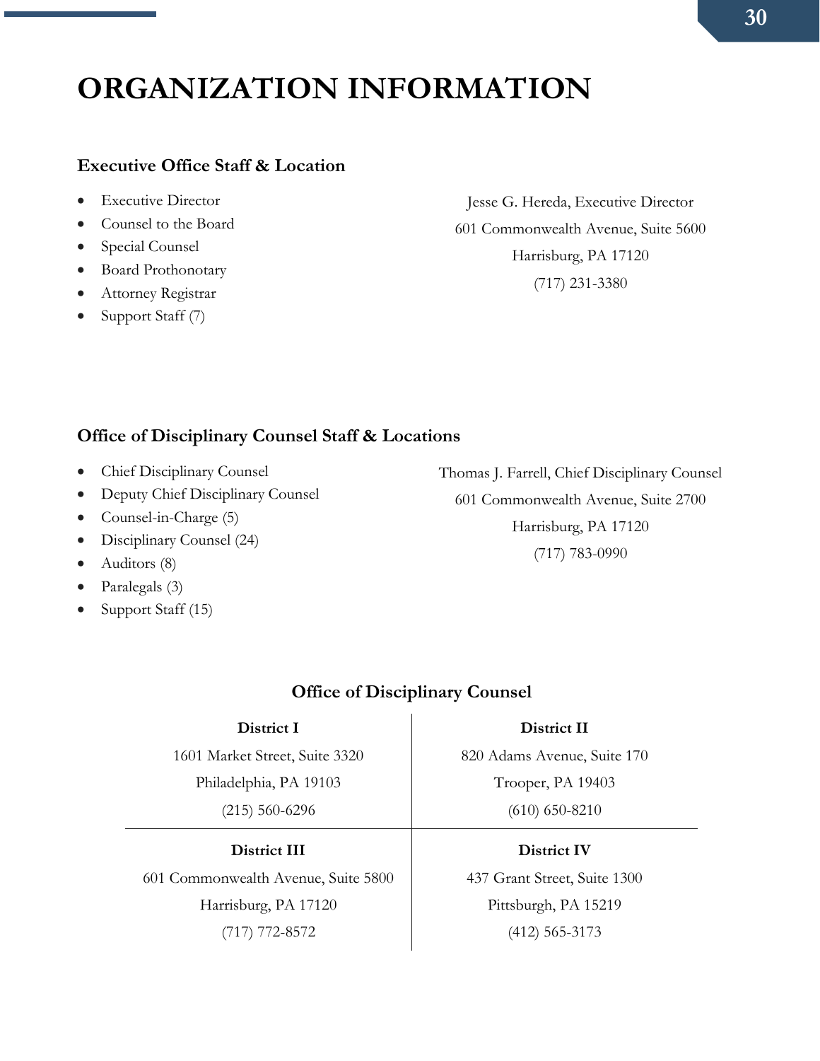# ORGANIZATION INFORMATION

### Executive Office Staff & Location

- Executive Director
- Counsel to the Board
- Special Counsel
- Board Prothonotary
- Attorney Registrar
- Support Staff (7)

Jesse G. Hereda, Executive Director
601 Commonwealth Avenue, Suite 5600
Harrisburg, PA 17120
(717) 231-3380

### Office of Disciplinary Counsel Staff & Locations

- Chief Disciplinary Counsel
- Deputy Chief Disciplinary Counsel
- Counsel-in-Charge (5)
- Disciplinary Counsel (24)
- Auditors (8)
- Paralegals (3)
- Support Staff (15)

Thomas J. Farrell, Chief Disciplinary Counsel
601 Commonwealth Avenue, Suite 2700
Harrisburg, PA 17120
(717) 783-0990

### Office of Disciplinary Counsel

| District I | District II |
|---|---|
| 1601 Market Street, Suite 3320<br>Philadelphia, PA 19103<br>(215) 560-6296 | 820 Adams Avenue, Suite 170<br>Trooper, PA 19403<br>(610) 650-8210 |
| **District III** | **District IV** |
| 601 Commonwealth Avenue, Suite 5800<br>Harrisburg, PA 17120<br>(717) 772-8572 | 437 Grant Street, Suite 1300<br>Pittsburgh, PA 15219<br>(412) 565-3173 |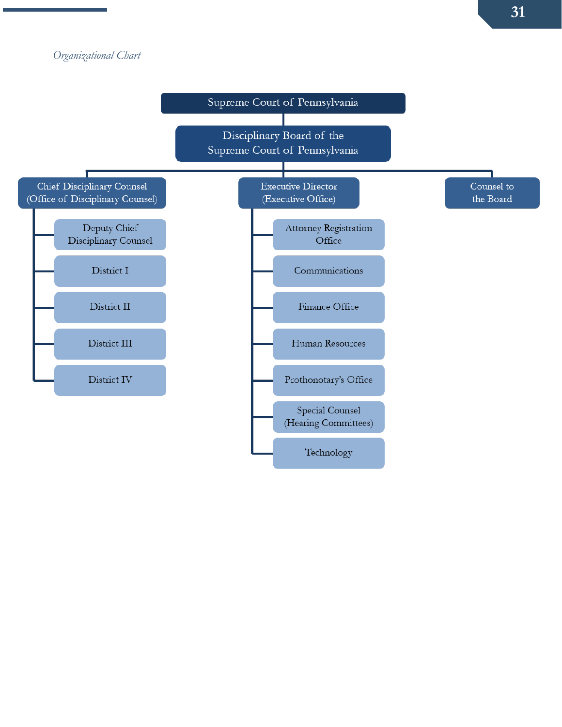*Organizational Chart*

Supreme Court of Pennsylvania

Disciplinary Board of the Supreme Court of Pennsylvania

Chief Disciplinary Counsel (Office of Disciplinary Counsel)

Deputy Chief Disciplinary Counsel

District I

District II

District III

District IV

Executive Director (Executive Office)

Attorney Registration Office

Communications

Finance Office

Human Resources

Prothonotary's Office

Special Counsel (Hearing Committees)

Technology

Counsel to the Board